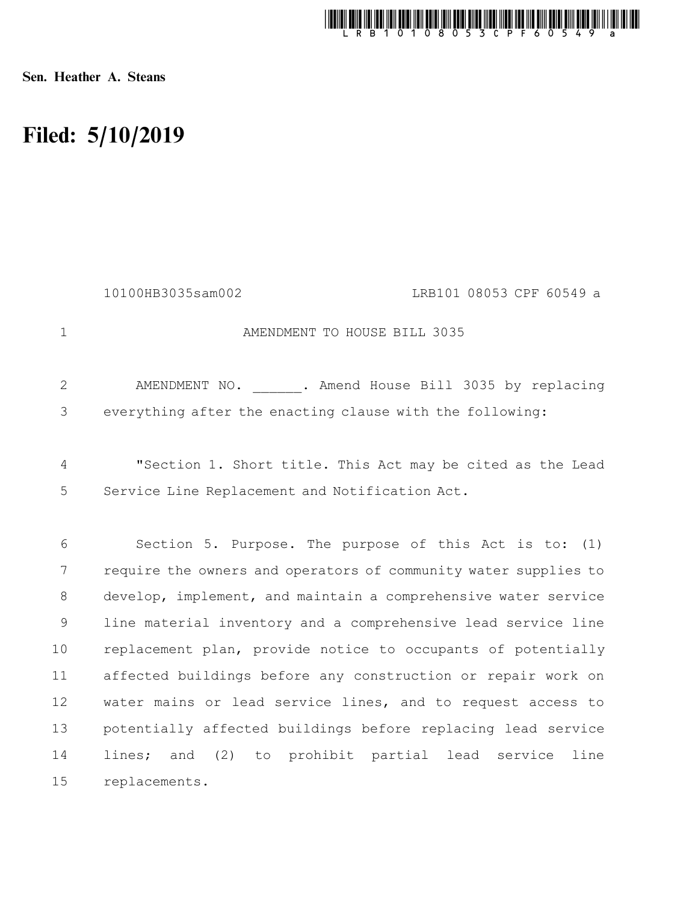Sen. Heather A. Steans

# Filed: 5/10/2019

10100HB3035sam002 LRB101 08053 CPF 60549 a

AMENDMENT TO HOUSE BILL 3035

AMENDMENT NO. ______. Amend House Bill 3035 by replacing everything after the enacting clause with the following:

"Section 1. Short title. This Act may be cited as the Lead Service Line Replacement and Notification Act.

Section 5. Purpose. The purpose of this Act is to: (1) require the owners and operators of community water supplies to develop, implement, and maintain a comprehensive water service line material inventory and a comprehensive lead service line replacement plan, provide notice to occupants of potentially affected buildings before any construction or repair work on water mains or lead service lines, and to request access to potentially affected buildings before replacing lead service lines; and (2) to prohibit partial lead service line replacements.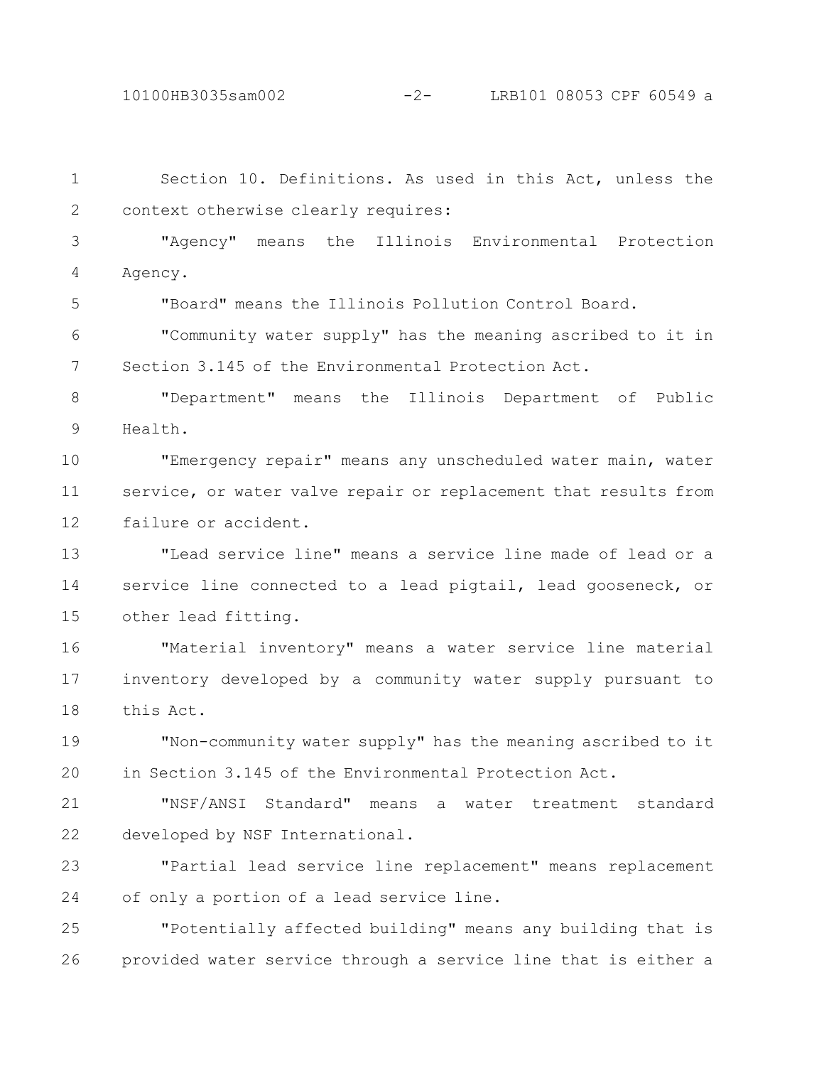Section 10. Definitions. As used in this Act, unless the context otherwise clearly requires:

"Agency" means the Illinois Environmental Protection Agency.

"Board" means the Illinois Pollution Control Board.

"Community water supply" has the meaning ascribed to it in Section 3.145 of the Environmental Protection Act.

"Department" means the Illinois Department of Public Health.

"Emergency repair" means any unscheduled water main, water service, or water valve repair or replacement that results from failure or accident.

"Lead service line" means a service line made of lead or a service line connected to a lead pigtail, lead gooseneck, or other lead fitting.

"Material inventory" means a water service line material inventory developed by a community water supply pursuant to this Act.

"Non-community water supply" has the meaning ascribed to it in Section 3.145 of the Environmental Protection Act.

"NSF/ANSI Standard" means a water treatment standard developed by NSF International.

"Partial lead service line replacement" means replacement of only a portion of a lead service line.

"Potentially affected building" means any building that is provided water service through a service line that is either a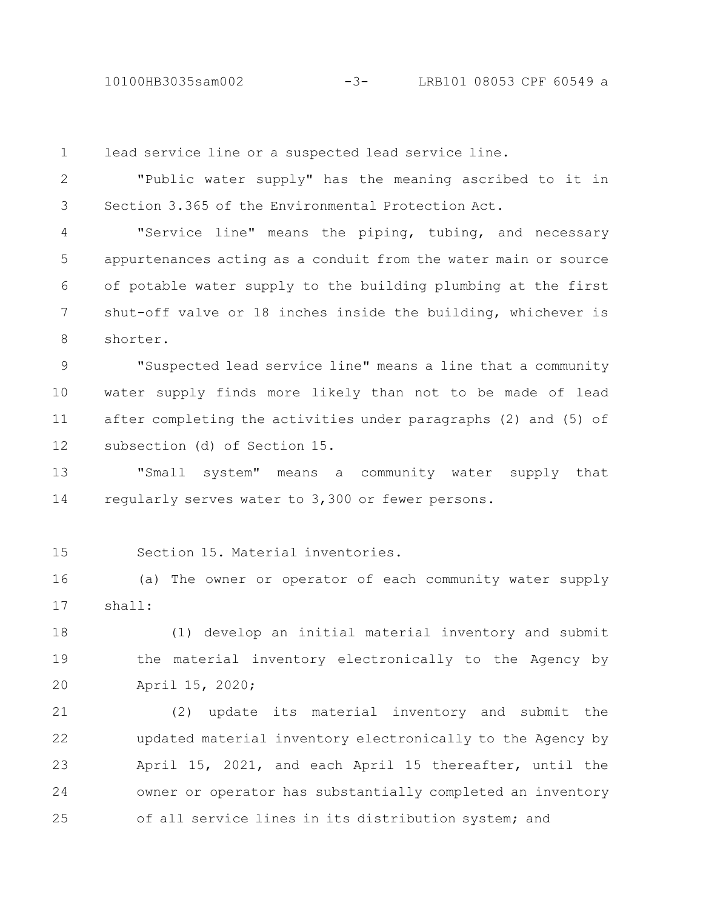lead service line or a suspected lead service line.

"Public water supply" has the meaning ascribed to it in Section 3.365 of the Environmental Protection Act.

"Service line" means the piping, tubing, and necessary appurtenances acting as a conduit from the water main or source of potable water supply to the building plumbing at the first shut-off valve or 18 inches inside the building, whichever is shorter.

"Suspected lead service line" means a line that a community water supply finds more likely than not to be made of lead after completing the activities under paragraphs (2) and (5) of subsection (d) of Section 15.

"Small system" means a community water supply that regularly serves water to 3,300 or fewer persons.

Section 15. Material inventories.

(a) The owner or operator of each community water supply shall:

(1) develop an initial material inventory and submit the material inventory electronically to the Agency by April 15, 2020;

(2) update its material inventory and submit the updated material inventory electronically to the Agency by April 15, 2021, and each April 15 thereafter, until the owner or operator has substantially completed an inventory of all service lines in its distribution system; and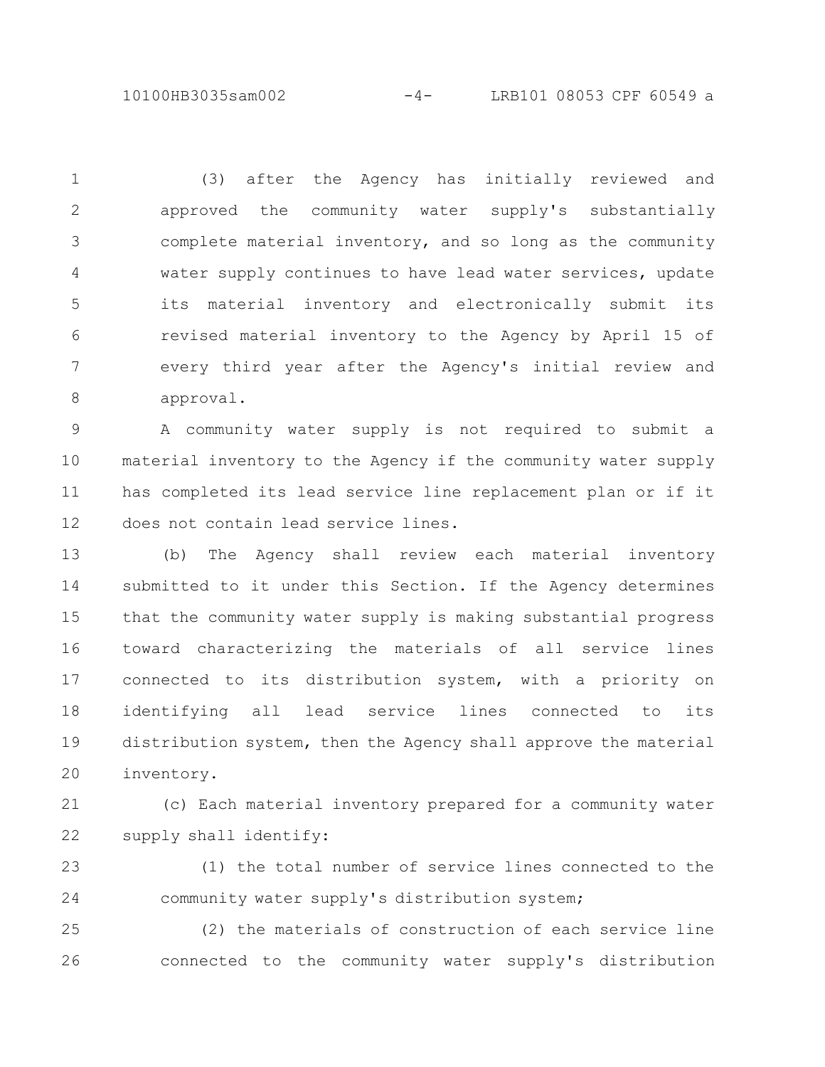(3) after the Agency has initially reviewed and approved the community water supply's substantially complete material inventory, and so long as the community water supply continues to have lead water services, update its material inventory and electronically submit its revised material inventory to the Agency by April 15 of every third year after the Agency's initial review and approval.

A community water supply is not required to submit a material inventory to the Agency if the community water supply has completed its lead service line replacement plan or if it does not contain lead service lines.

(b) The Agency shall review each material inventory submitted to it under this Section. If the Agency determines that the community water supply is making substantial progress toward characterizing the materials of all service lines connected to its distribution system, with a priority on identifying all lead service lines connected to its distribution system, then the Agency shall approve the material inventory.

(c) Each material inventory prepared for a community water supply shall identify:

(1) the total number of service lines connected to the community water supply's distribution system;

(2) the materials of construction of each service line connected to the community water supply's distribution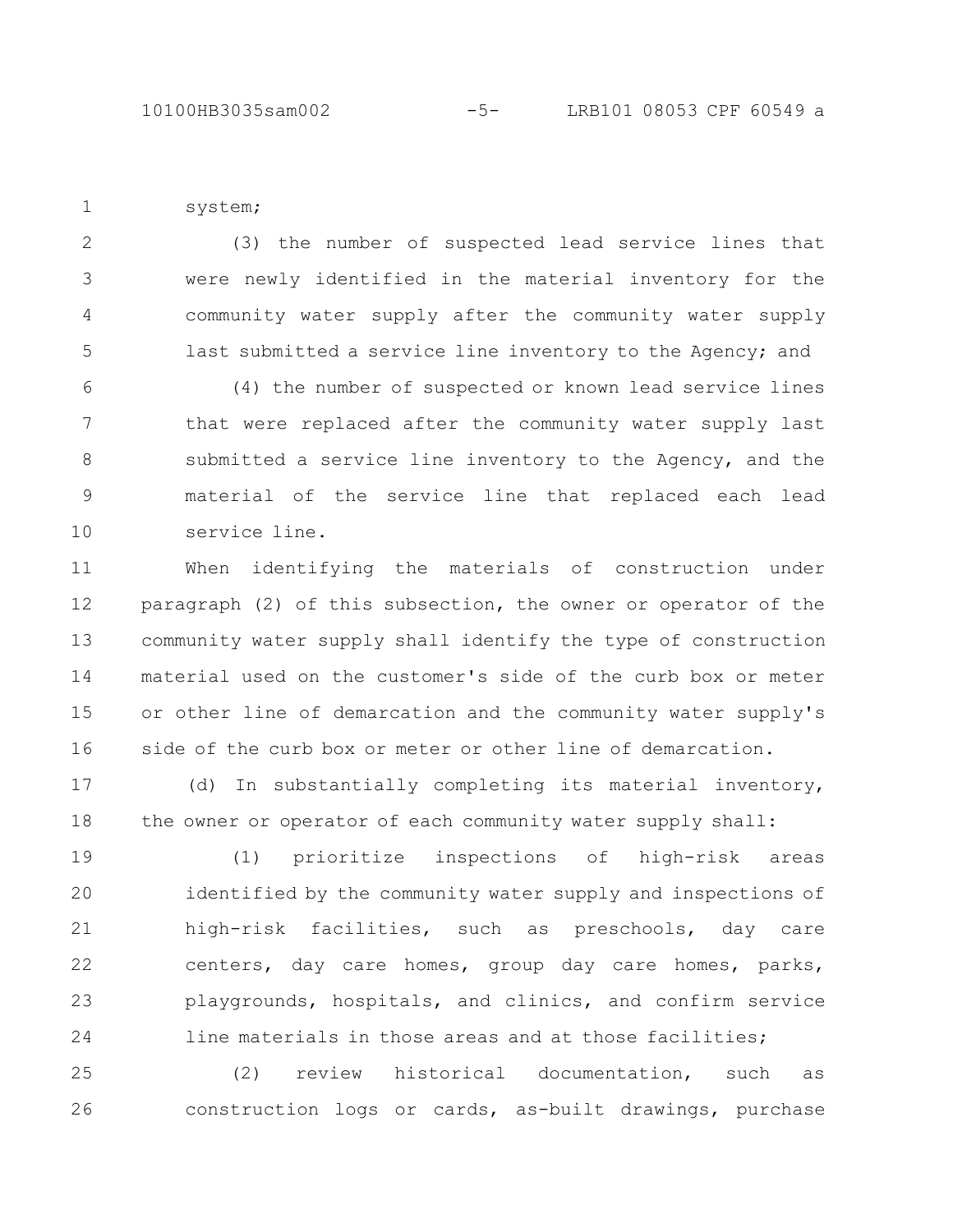system;

(3) the number of suspected lead service lines that were newly identified in the material inventory for the community water supply after the community water supply last submitted a service line inventory to the Agency; and

(4) the number of suspected or known lead service lines that were replaced after the community water supply last submitted a service line inventory to the Agency, and the material of the service line that replaced each lead service line.

When identifying the materials of construction under paragraph (2) of this subsection, the owner or operator of the community water supply shall identify the type of construction material used on the customer's side of the curb box or meter or other line of demarcation and the community water supply's side of the curb box or meter or other line of demarcation.

(d) In substantially completing its material inventory, the owner or operator of each community water supply shall:

(1) prioritize inspections of high-risk areas identified by the community water supply and inspections of high-risk facilities, such as preschools, day care centers, day care homes, group day care homes, parks, playgrounds, hospitals, and clinics, and confirm service line materials in those areas and at those facilities;

(2) review historical documentation, such as construction logs or cards, as-built drawings, purchase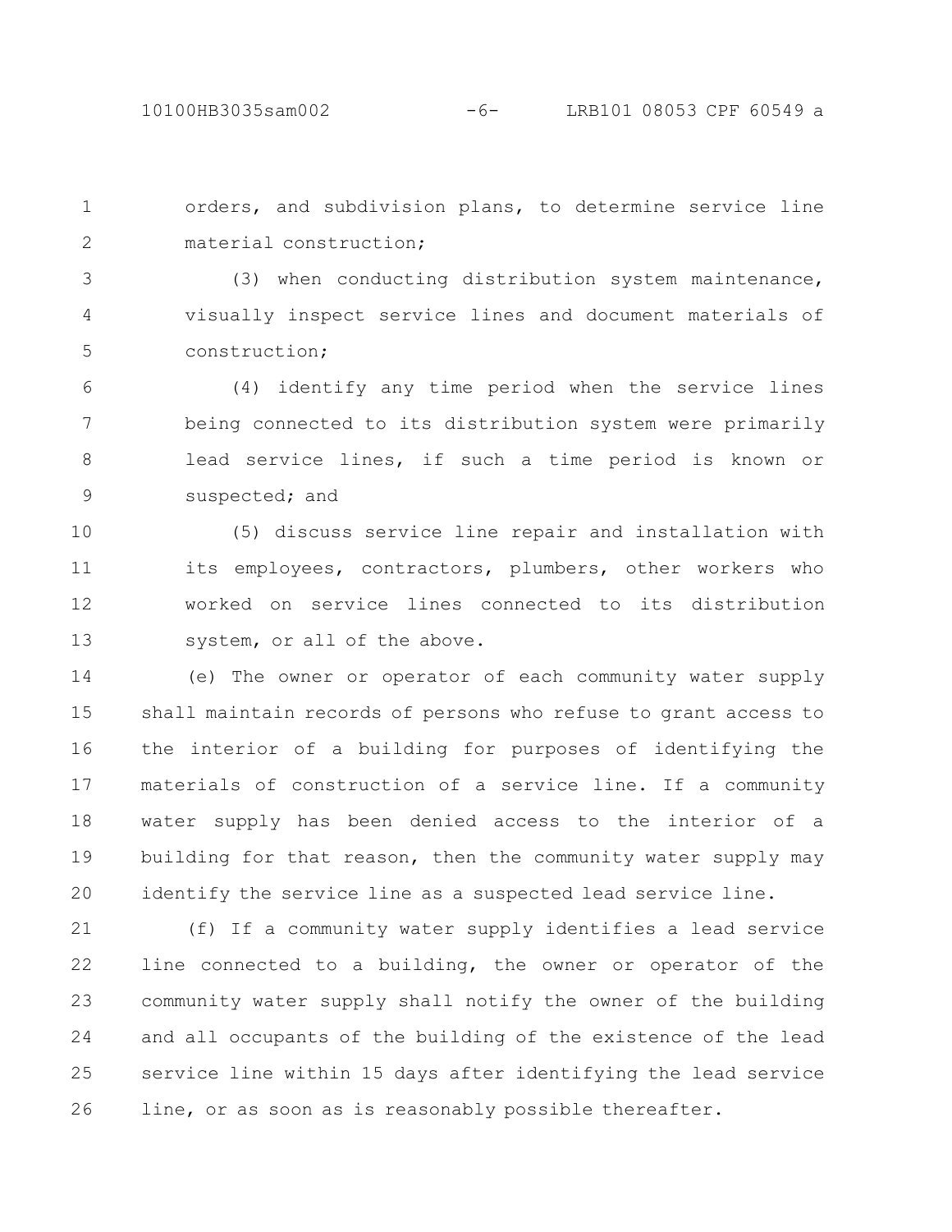orders, and subdivision plans, to determine service line material construction;

(3) when conducting distribution system maintenance, visually inspect service lines and document materials of construction;

(4) identify any time period when the service lines being connected to its distribution system were primarily lead service lines, if such a time period is known or suspected; and

(5) discuss service line repair and installation with its employees, contractors, plumbers, other workers who worked on service lines connected to its distribution system, or all of the above.

(e) The owner or operator of each community water supply shall maintain records of persons who refuse to grant access to the interior of a building for purposes of identifying the materials of construction of a service line. If a community water supply has been denied access to the interior of a building for that reason, then the community water supply may identify the service line as a suspected lead service line.

(f) If a community water supply identifies a lead service line connected to a building, the owner or operator of the community water supply shall notify the owner of the building and all occupants of the building of the existence of the lead service line within 15 days after identifying the lead service line, or as soon as is reasonably possible thereafter.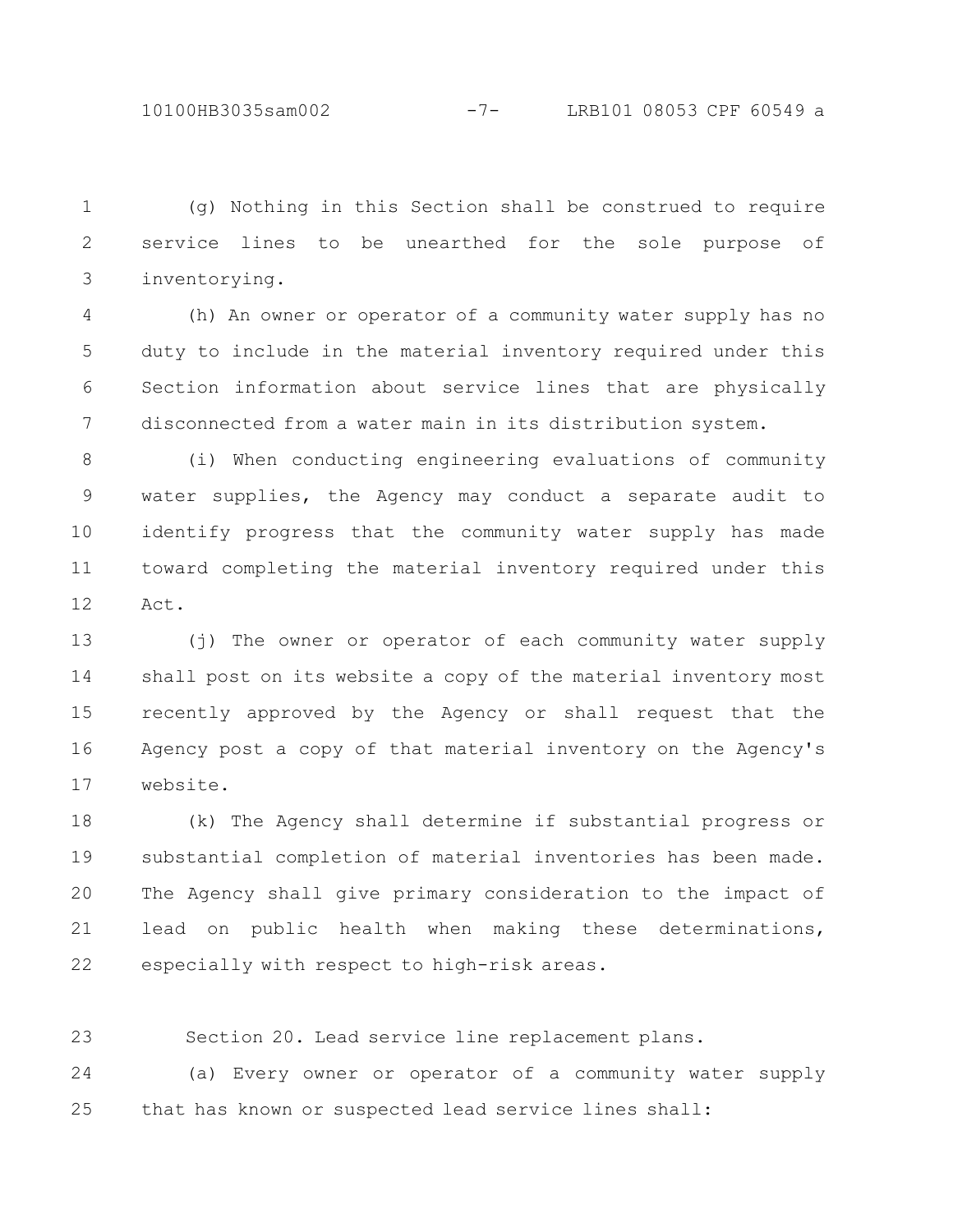(g) Nothing in this Section shall be construed to require service lines to be unearthed for the sole purpose of inventorying.

(h) An owner or operator of a community water supply has no duty to include in the material inventory required under this Section information about service lines that are physically disconnected from a water main in its distribution system.

(i) When conducting engineering evaluations of community water supplies, the Agency may conduct a separate audit to identify progress that the community water supply has made toward completing the material inventory required under this Act.

(j) The owner or operator of each community water supply shall post on its website a copy of the material inventory most recently approved by the Agency or shall request that the Agency post a copy of that material inventory on the Agency's website.

(k) The Agency shall determine if substantial progress or substantial completion of material inventories has been made. The Agency shall give primary consideration to the impact of lead on public health when making these determinations, especially with respect to high-risk areas.

Section 20. Lead service line replacement plans.

(a) Every owner or operator of a community water supply that has known or suspected lead service lines shall: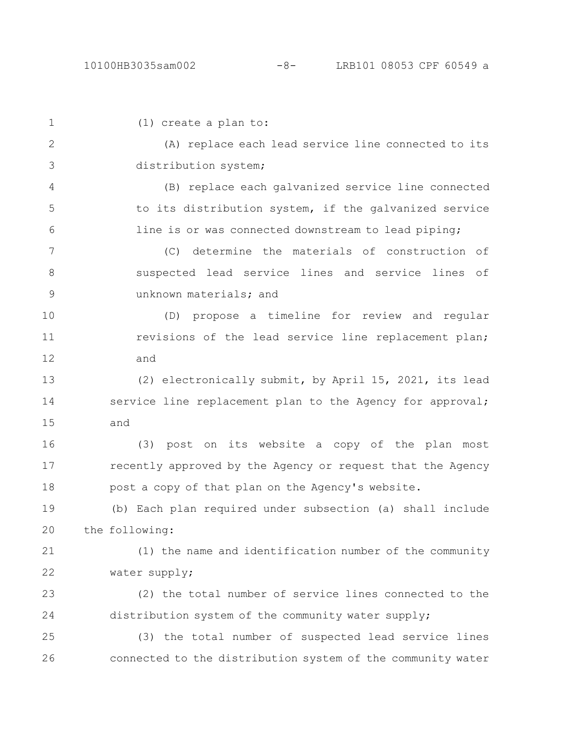(1) create a plan to:

(A) replace each lead service line connected to its distribution system;

(B) replace each galvanized service line connected to its distribution system, if the galvanized service line is or was connected downstream to lead piping;

(C) determine the materials of construction of suspected lead service lines and service lines of unknown materials; and

(D) propose a timeline for review and regular revisions of the lead service line replacement plan; and

(2) electronically submit, by April 15, 2021, its lead service line replacement plan to the Agency for approval; and

(3) post on its website a copy of the plan most recently approved by the Agency or request that the Agency post a copy of that plan on the Agency's website.

(b) Each plan required under subsection (a) shall include the following:

(1) the name and identification number of the community water supply;

(2) the total number of service lines connected to the distribution system of the community water supply;

(3) the total number of suspected lead service lines connected to the distribution system of the community water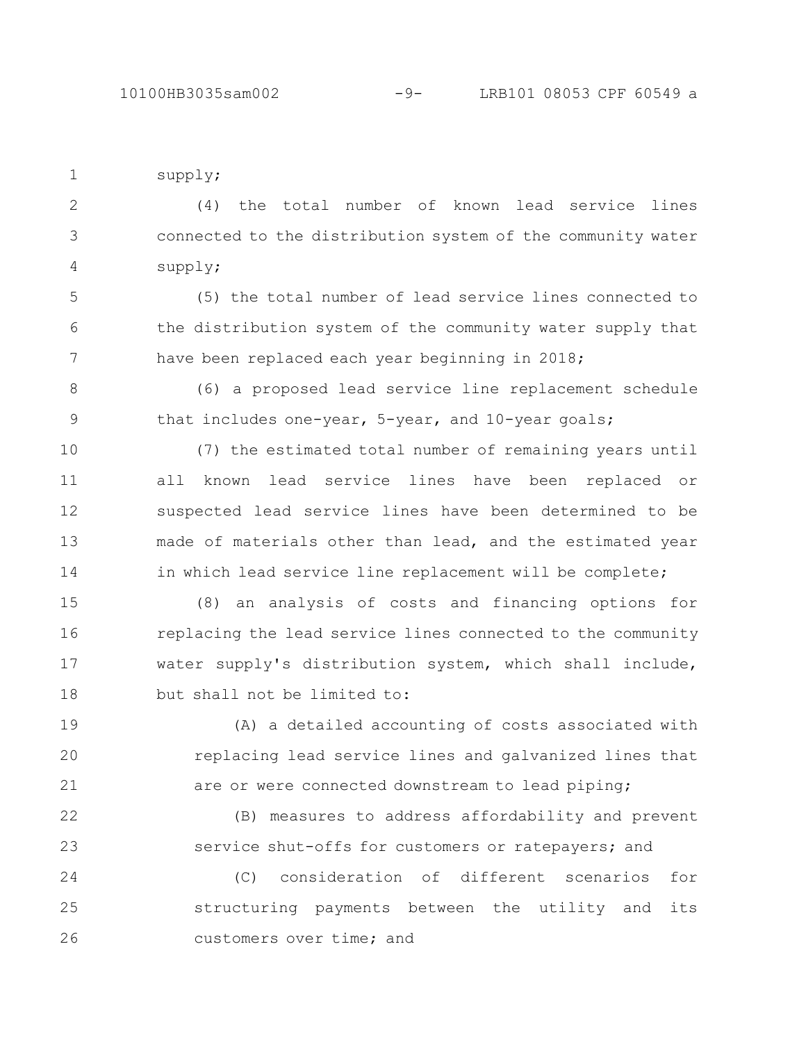supply;

(4) the total number of known lead service lines connected to the distribution system of the community water supply;

(5) the total number of lead service lines connected to the distribution system of the community water supply that have been replaced each year beginning in 2018;

(6) a proposed lead service line replacement schedule that includes one-year, 5-year, and 10-year goals;

(7) the estimated total number of remaining years until all known lead service lines have been replaced or suspected lead service lines have been determined to be made of materials other than lead, and the estimated year in which lead service line replacement will be complete;

(8) an analysis of costs and financing options for replacing the lead service lines connected to the community water supply's distribution system, which shall include, but shall not be limited to:

(A) a detailed accounting of costs associated with replacing lead service lines and galvanized lines that are or were connected downstream to lead piping;

(B) measures to address affordability and prevent service shut-offs for customers or ratepayers; and

(C) consideration of different scenarios for structuring payments between the utility and its customers over time; and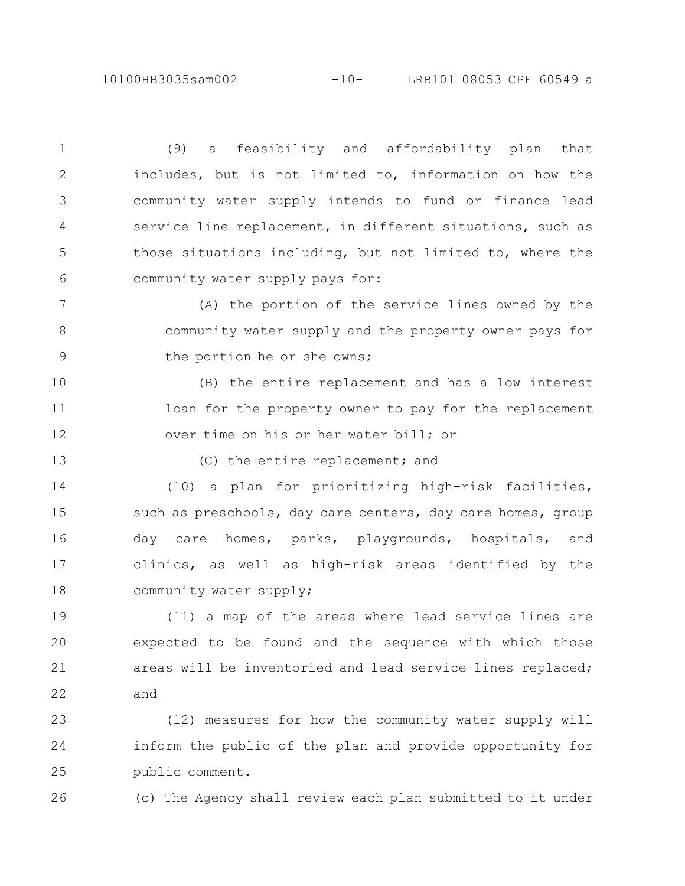(9) a feasibility and affordability plan that includes, but is not limited to, information on how the community water supply intends to fund or finance lead service line replacement, in different situations, such as those situations including, but not limited to, where the community water supply pays for:

(A) the portion of the service lines owned by the community water supply and the property owner pays for the portion he or she owns;

(B) the entire replacement and has a low interest loan for the property owner to pay for the replacement over time on his or her water bill; or

(C) the entire replacement; and

(10) a plan for prioritizing high-risk facilities, such as preschools, day care centers, day care homes, group day care homes, parks, playgrounds, hospitals, and clinics, as well as high-risk areas identified by the community water supply;

(11) a map of the areas where lead service lines are expected to be found and the sequence with which those areas will be inventoried and lead service lines replaced; and

(12) measures for how the community water supply will inform the public of the plan and provide opportunity for public comment.

(c) The Agency shall review each plan submitted to it under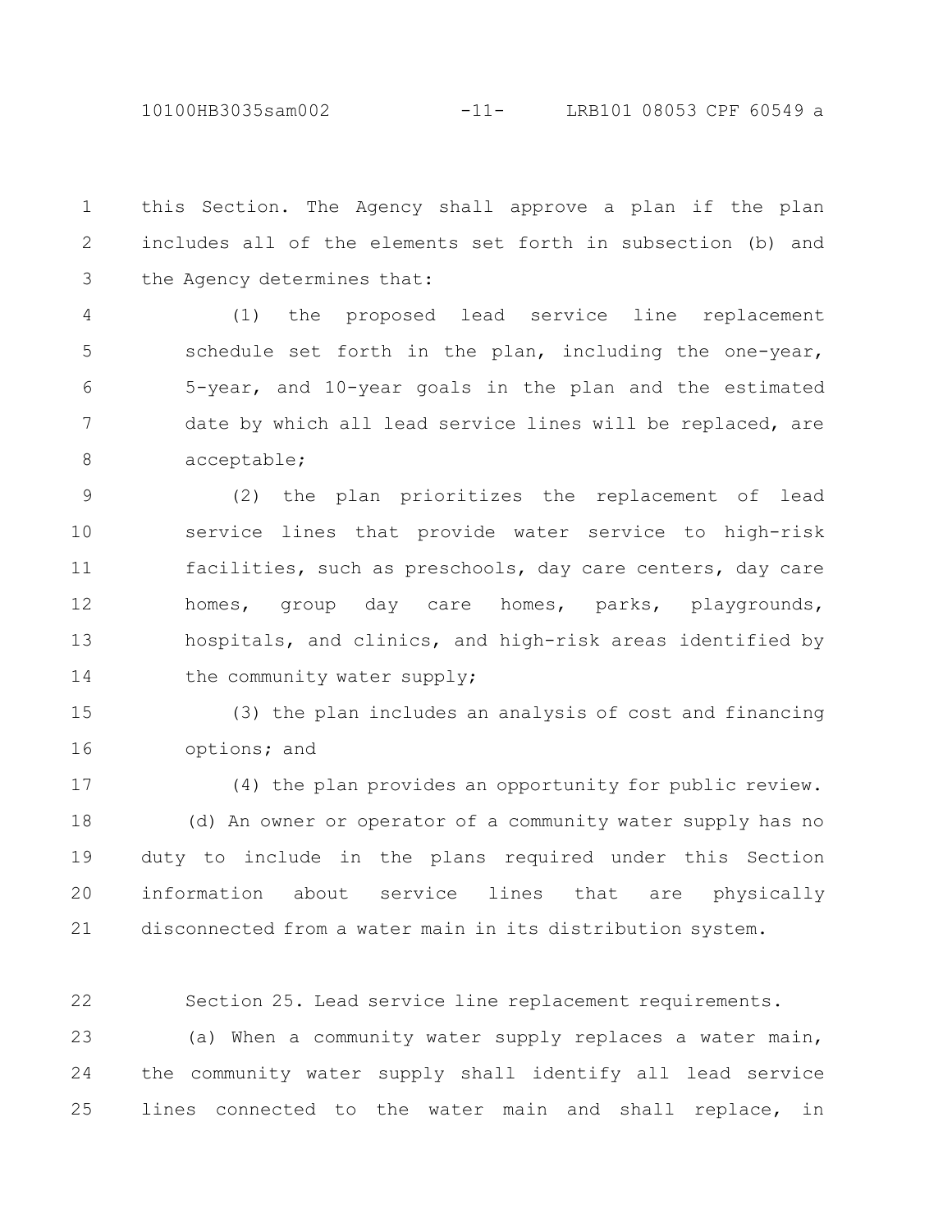this Section. The Agency shall approve a plan if the plan includes all of the elements set forth in subsection (b) and the Agency determines that:

(1) the proposed lead service line replacement schedule set forth in the plan, including the one-year, 5-year, and 10-year goals in the plan and the estimated date by which all lead service lines will be replaced, are acceptable;

(2) the plan prioritizes the replacement of lead service lines that provide water service to high-risk facilities, such as preschools, day care centers, day care homes, group day care homes, parks, playgrounds, hospitals, and clinics, and high-risk areas identified by the community water supply;

(3) the plan includes an analysis of cost and financing options; and

(4) the plan provides an opportunity for public review.

(d) An owner or operator of a community water supply has no duty to include in the plans required under this Section information about service lines that are physically disconnected from a water main in its distribution system.

Section 25. Lead service line replacement requirements.

(a) When a community water supply replaces a water main, the community water supply shall identify all lead service lines connected to the water main and shall replace, in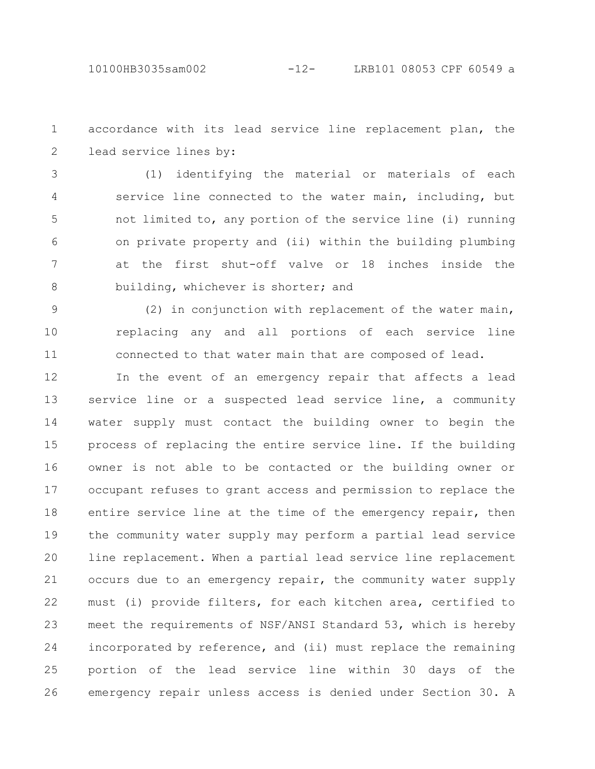accordance with its lead service line replacement plan, the lead service lines by:

(1) identifying the material or materials of each service line connected to the water main, including, but not limited to, any portion of the service line (i) running on private property and (ii) within the building plumbing at the first shut-off valve or 18 inches inside the building, whichever is shorter; and

(2) in conjunction with replacement of the water main, replacing any and all portions of each service line connected to that water main that are composed of lead.

In the event of an emergency repair that affects a lead service line or a suspected lead service line, a community water supply must contact the building owner to begin the process of replacing the entire service line. If the building owner is not able to be contacted or the building owner or occupant refuses to grant access and permission to replace the entire service line at the time of the emergency repair, then the community water supply may perform a partial lead service line replacement. When a partial lead service line replacement occurs due to an emergency repair, the community water supply must (i) provide filters, for each kitchen area, certified to meet the requirements of NSF/ANSI Standard 53, which is hereby incorporated by reference, and (ii) must replace the remaining portion of the lead service line within 30 days of the emergency repair unless access is denied under Section 30. A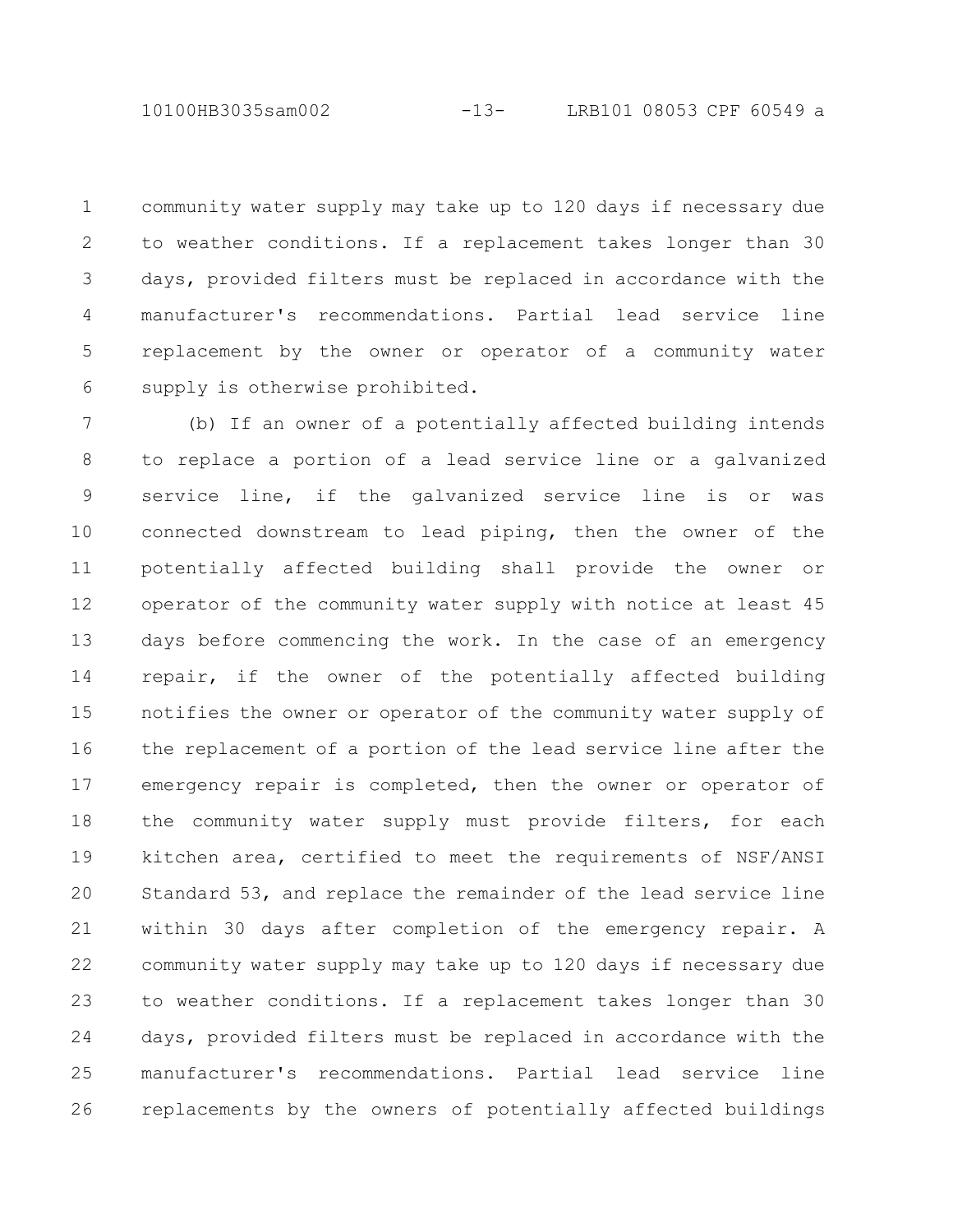community water supply may take up to 120 days if necessary due to weather conditions. If a replacement takes longer than 30 days, provided filters must be replaced in accordance with the manufacturer's recommendations. Partial lead service line replacement by the owner or operator of a community water supply is otherwise prohibited.

(b) If an owner of a potentially affected building intends to replace a portion of a lead service line or a galvanized service line, if the galvanized service line is or was connected downstream to lead piping, then the owner of the potentially affected building shall provide the owner or operator of the community water supply with notice at least 45 days before commencing the work. In the case of an emergency repair, if the owner of the potentially affected building notifies the owner or operator of the community water supply of the replacement of a portion of the lead service line after the emergency repair is completed, then the owner or operator of the community water supply must provide filters, for each kitchen area, certified to meet the requirements of NSF/ANSI Standard 53, and replace the remainder of the lead service line within 30 days after completion of the emergency repair. A community water supply may take up to 120 days if necessary due to weather conditions. If a replacement takes longer than 30 days, provided filters must be replaced in accordance with the manufacturer's recommendations. Partial lead service line replacements by the owners of potentially affected buildings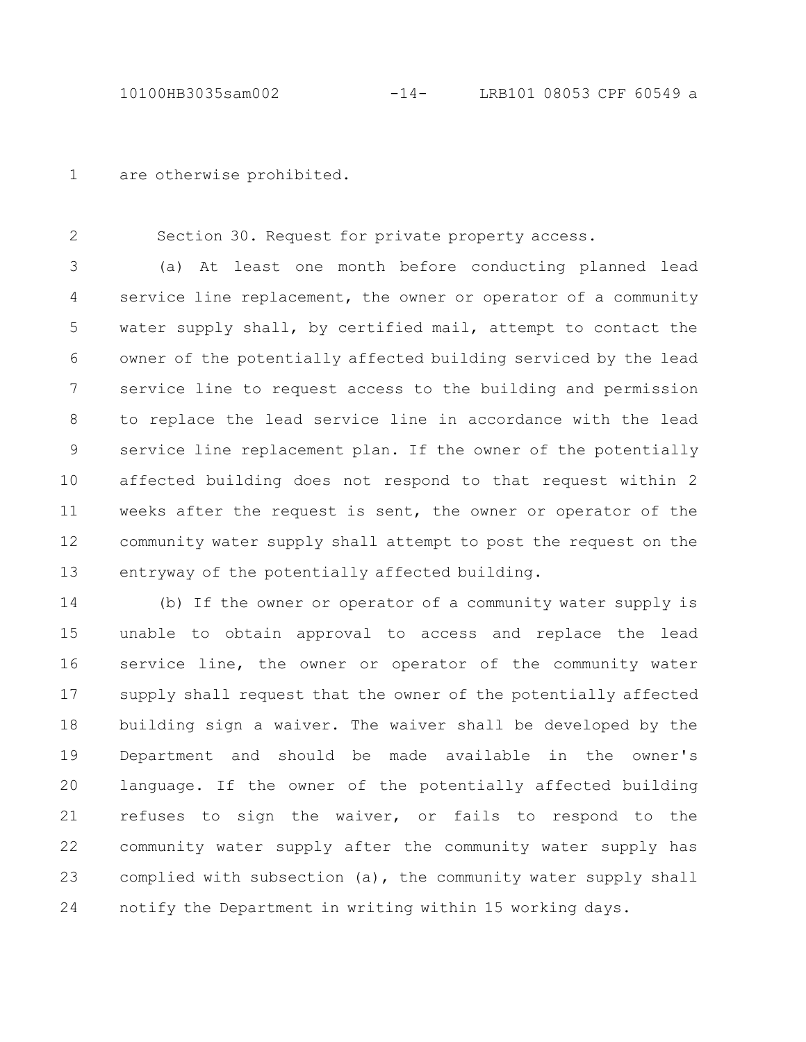are otherwise prohibited.

Section 30. Request for private property access.

(a) At least one month before conducting planned lead service line replacement, the owner or operator of a community water supply shall, by certified mail, attempt to contact the owner of the potentially affected building serviced by the lead service line to request access to the building and permission to replace the lead service line in accordance with the lead service line replacement plan. If the owner of the potentially affected building does not respond to that request within 2 weeks after the request is sent, the owner or operator of the community water supply shall attempt to post the request on the entryway of the potentially affected building.

(b) If the owner or operator of a community water supply is unable to obtain approval to access and replace the lead service line, the owner or operator of the community water supply shall request that the owner of the potentially affected building sign a waiver. The waiver shall be developed by the Department and should be made available in the owner's language. If the owner of the potentially affected building refuses to sign the waiver, or fails to respond to the community water supply after the community water supply has complied with subsection (a), the community water supply shall notify the Department in writing within 15 working days.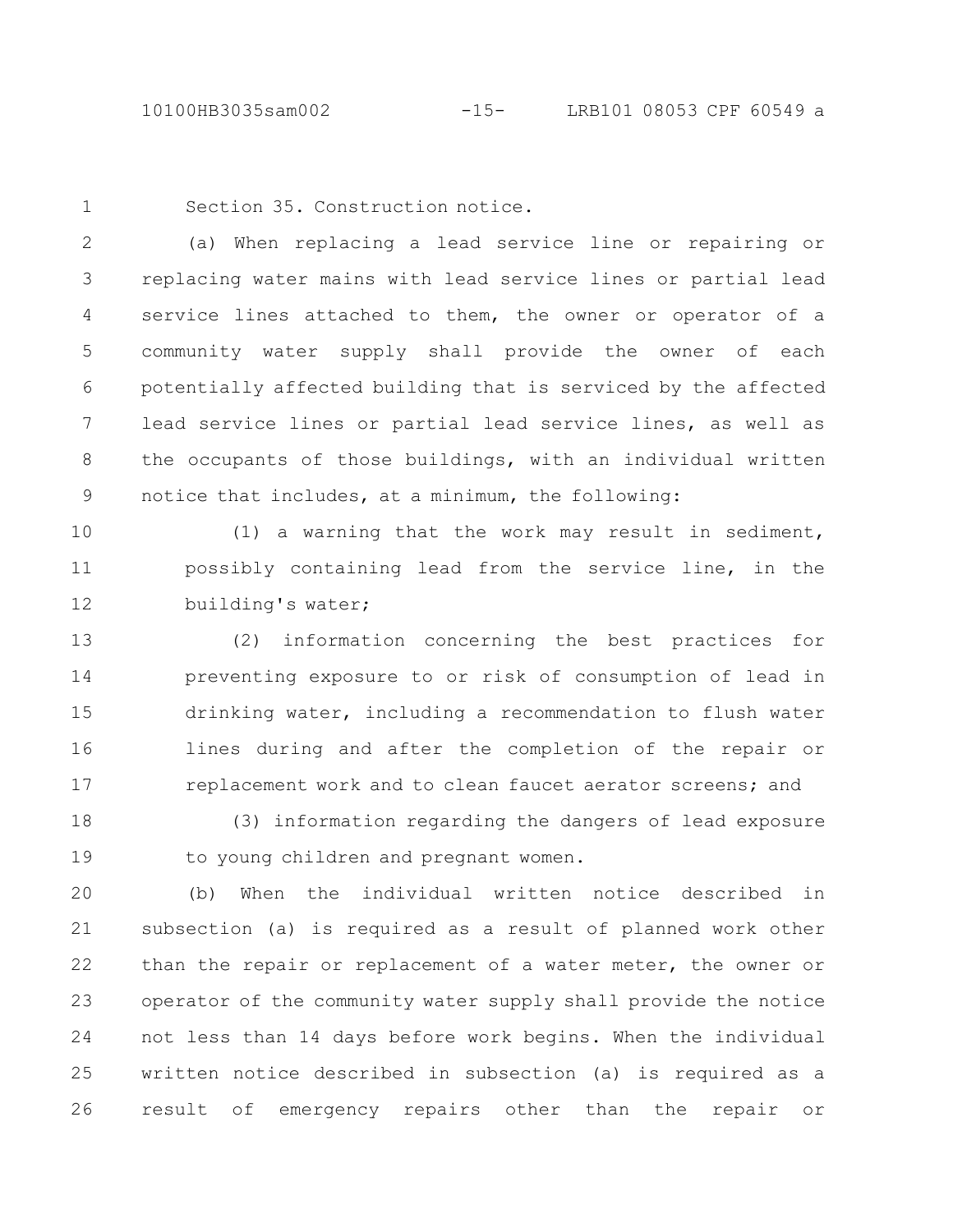Section 35. Construction notice.

(a) When replacing a lead service line or repairing or replacing water mains with lead service lines or partial lead service lines attached to them, the owner or operator of a community water supply shall provide the owner of each potentially affected building that is serviced by the affected lead service lines or partial lead service lines, as well as the occupants of those buildings, with an individual written notice that includes, at a minimum, the following:

(1) a warning that the work may result in sediment, possibly containing lead from the service line, in the building's water;

(2) information concerning the best practices for preventing exposure to or risk of consumption of lead in drinking water, including a recommendation to flush water lines during and after the completion of the repair or replacement work and to clean faucet aerator screens; and

(3) information regarding the dangers of lead exposure to young children and pregnant women.

(b) When the individual written notice described in subsection (a) is required as a result of planned work other than the repair or replacement of a water meter, the owner or operator of the community water supply shall provide the notice not less than 14 days before work begins. When the individual written notice described in subsection (a) is required as a result of emergency repairs other than the repair or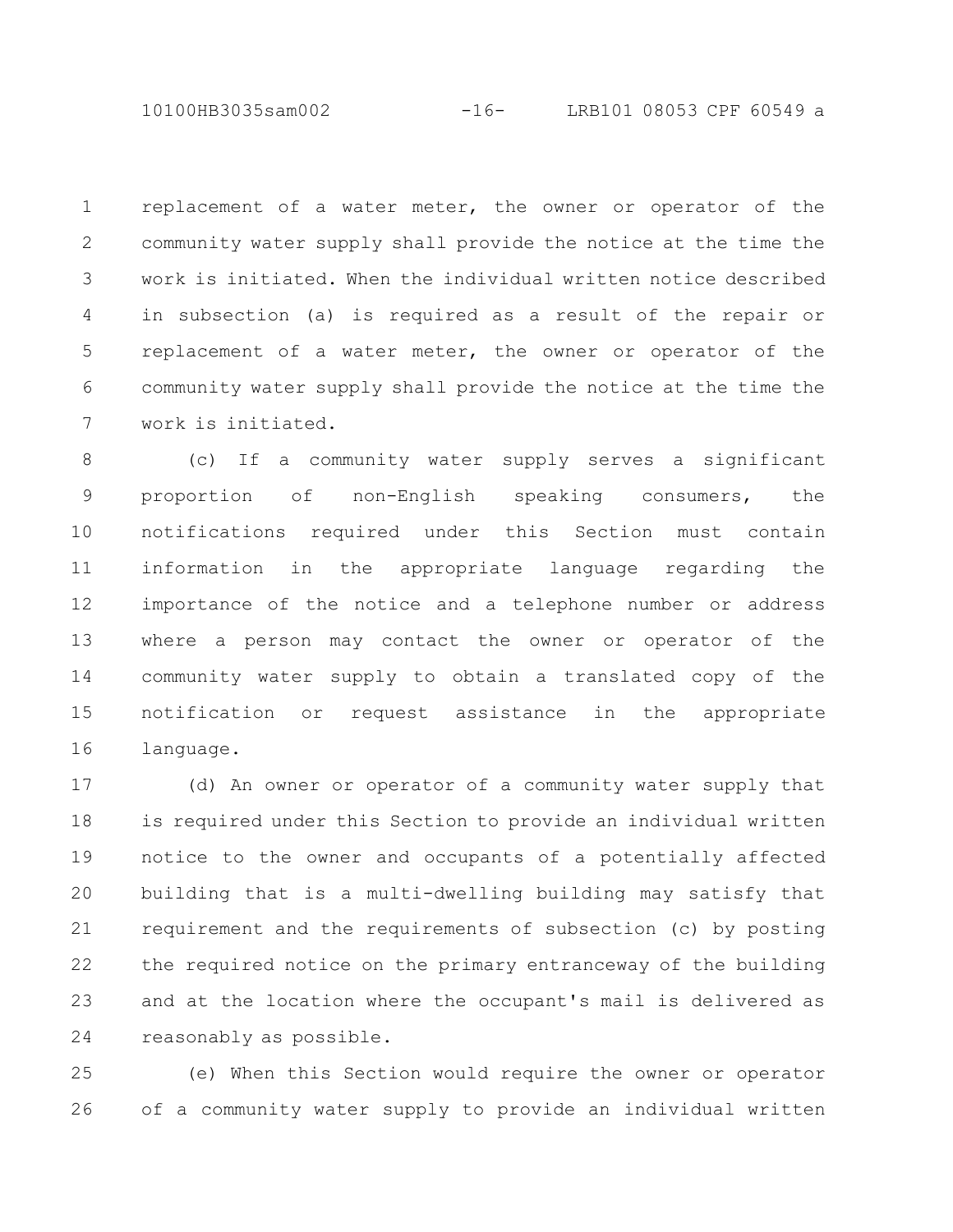replacement of a water meter, the owner or operator of the community water supply shall provide the notice at the time the work is initiated. When the individual written notice described in subsection (a) is required as a result of the repair or replacement of a water meter, the owner or operator of the community water supply shall provide the notice at the time the work is initiated.

(c) If a community water supply serves a significant proportion of non-English speaking consumers, the notifications required under this Section must contain information in the appropriate language regarding the importance of the notice and a telephone number or address where a person may contact the owner or operator of the community water supply to obtain a translated copy of the notification or request assistance in the appropriate language.

(d) An owner or operator of a community water supply that is required under this Section to provide an individual written notice to the owner and occupants of a potentially affected building that is a multi-dwelling building may satisfy that requirement and the requirements of subsection (c) by posting the required notice on the primary entranceway of the building and at the location where the occupant's mail is delivered as reasonably as possible.

(e) When this Section would require the owner or operator of a community water supply to provide an individual written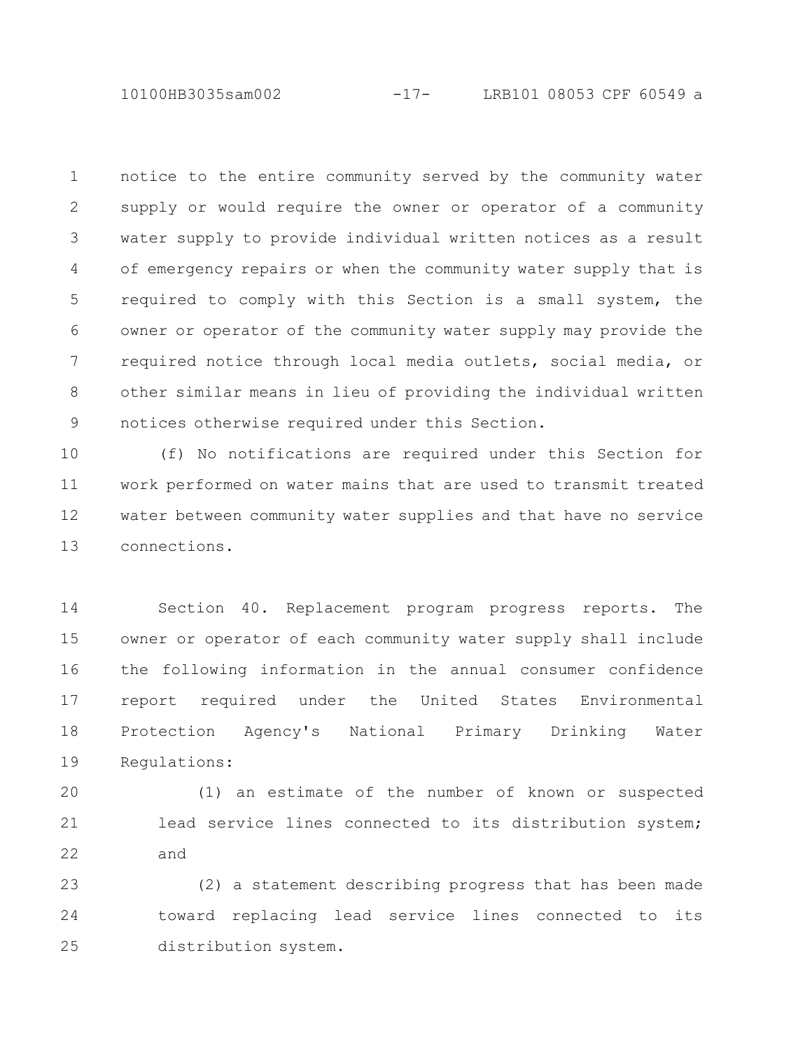notice to the entire community served by the community water supply or would require the owner or operator of a community water supply to provide individual written notices as a result of emergency repairs or when the community water supply that is required to comply with this Section is a small system, the owner or operator of the community water supply may provide the required notice through local media outlets, social media, or other similar means in lieu of providing the individual written notices otherwise required under this Section.

(f) No notifications are required under this Section for work performed on water mains that are used to transmit treated water between community water supplies and that have no service connections.

Section 40. Replacement program progress reports. The owner or operator of each community water supply shall include the following information in the annual consumer confidence report required under the United States Environmental Protection Agency's National Primary Drinking Water Regulations:

(1) an estimate of the number of known or suspected lead service lines connected to its distribution system; and

(2) a statement describing progress that has been made toward replacing lead service lines connected to its distribution system.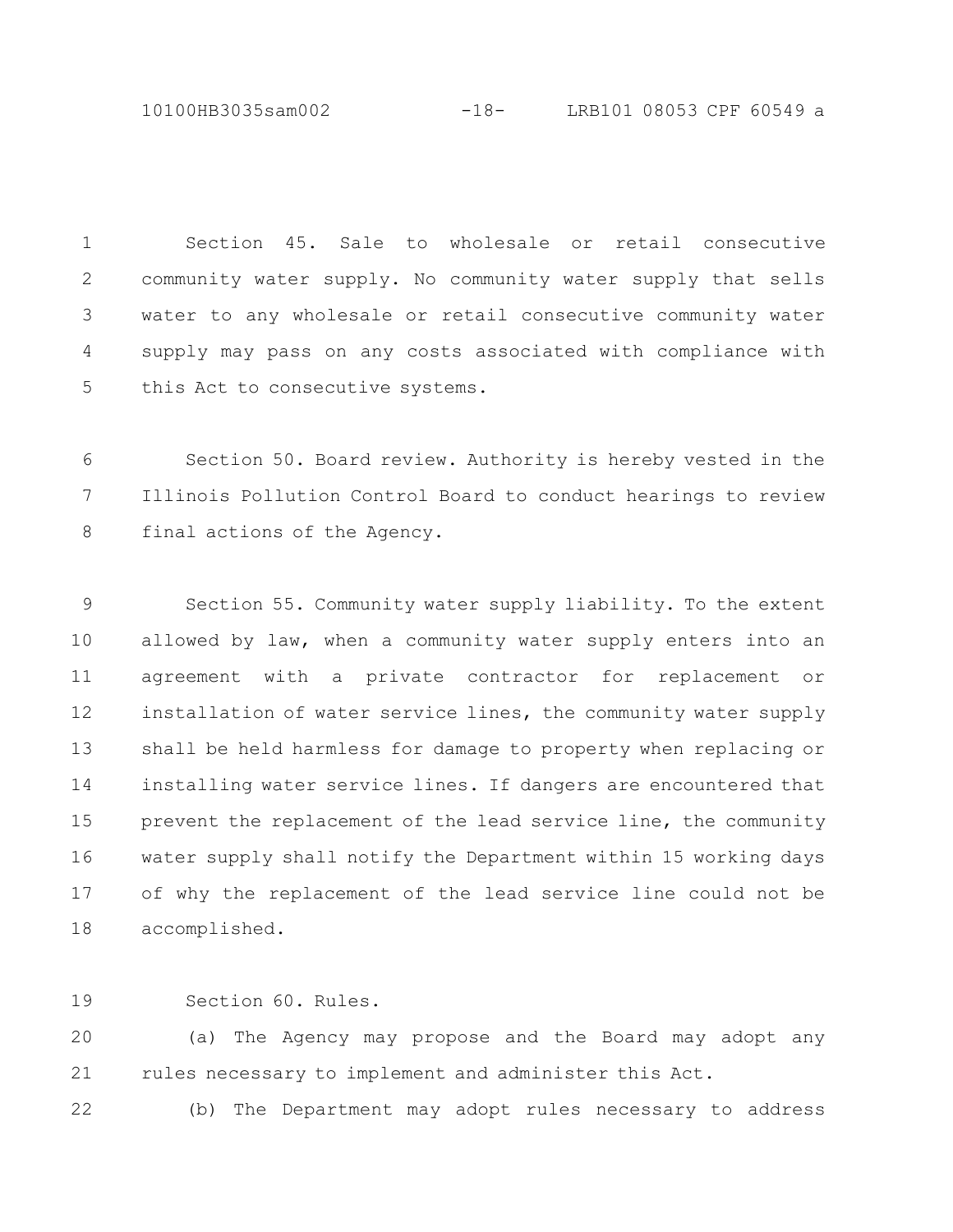Section 45. Sale to wholesale or retail consecutive community water supply. No community water supply that sells water to any wholesale or retail consecutive community water supply may pass on any costs associated with compliance with this Act to consecutive systems.

Section 50. Board review. Authority is hereby vested in the Illinois Pollution Control Board to conduct hearings to review final actions of the Agency.

Section 55. Community water supply liability. To the extent allowed by law, when a community water supply enters into an agreement with a private contractor for replacement or installation of water service lines, the community water supply shall be held harmless for damage to property when replacing or installing water service lines. If dangers are encountered that prevent the replacement of the lead service line, the community water supply shall notify the Department within 15 working days of why the replacement of the lead service line could not be accomplished.

Section 60. Rules.

(a) The Agency may propose and the Board may adopt any rules necessary to implement and administer this Act.

(b) The Department may adopt rules necessary to address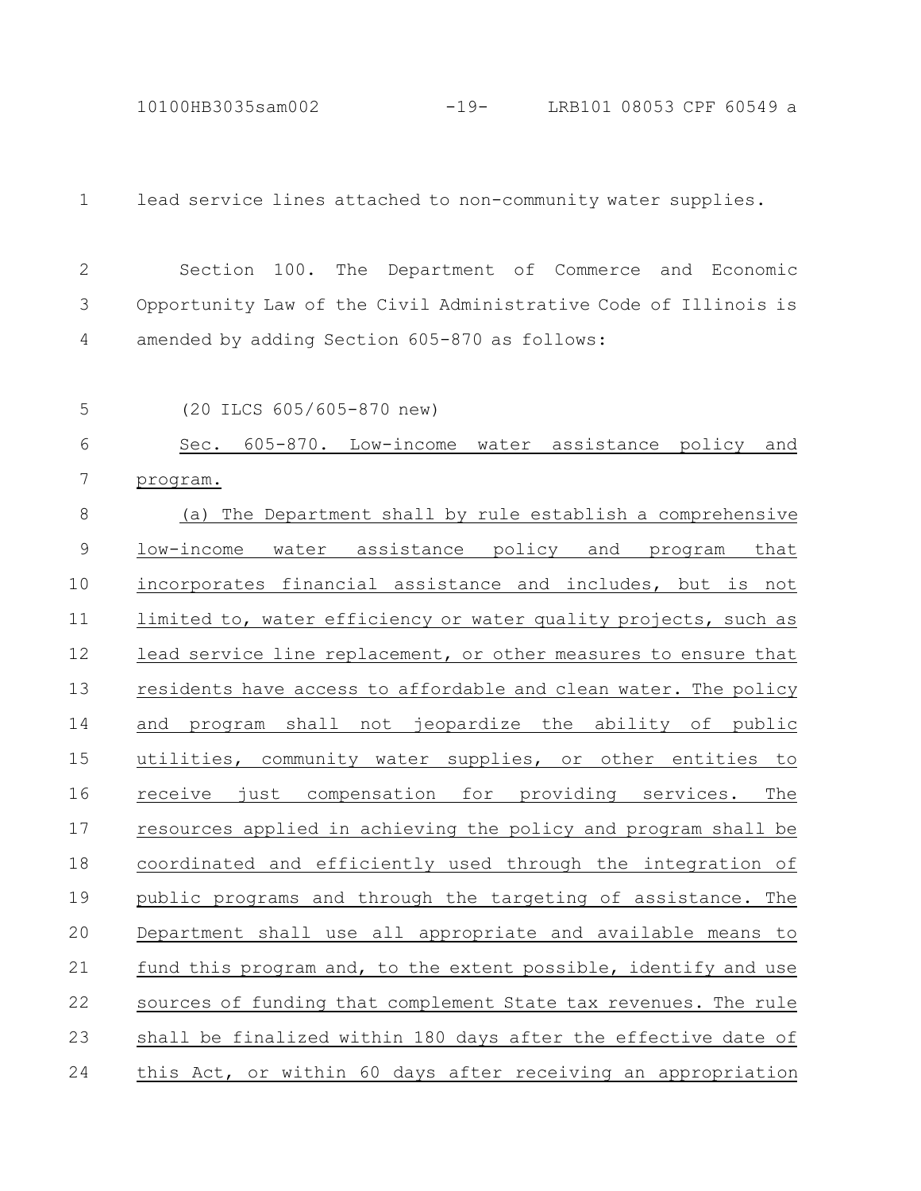lead service lines attached to non-community water supplies.

Section 100. The Department of Commerce and Economic Opportunity Law of the Civil Administrative Code of Illinois is amended by adding Section 605-870 as follows:

(20 ILCS 605/605-870 new)

Sec. 605-870. Low-income water assistance policy and program.

(a) The Department shall by rule establish a comprehensive low-income water assistance policy and program that incorporates financial assistance and includes, but is not limited to, water efficiency or water quality projects, such as lead service line replacement, or other measures to ensure that residents have access to affordable and clean water. The policy and program shall not jeopardize the ability of public utilities, community water supplies, or other entities to receive just compensation for providing services. The resources applied in achieving the policy and program shall be coordinated and efficiently used through the integration of public programs and through the targeting of assistance. The Department shall use all appropriate and available means to fund this program and, to the extent possible, identify and use sources of funding that complement State tax revenues. The rule shall be finalized within 180 days after the effective date of this Act, or within 60 days after receiving an appropriation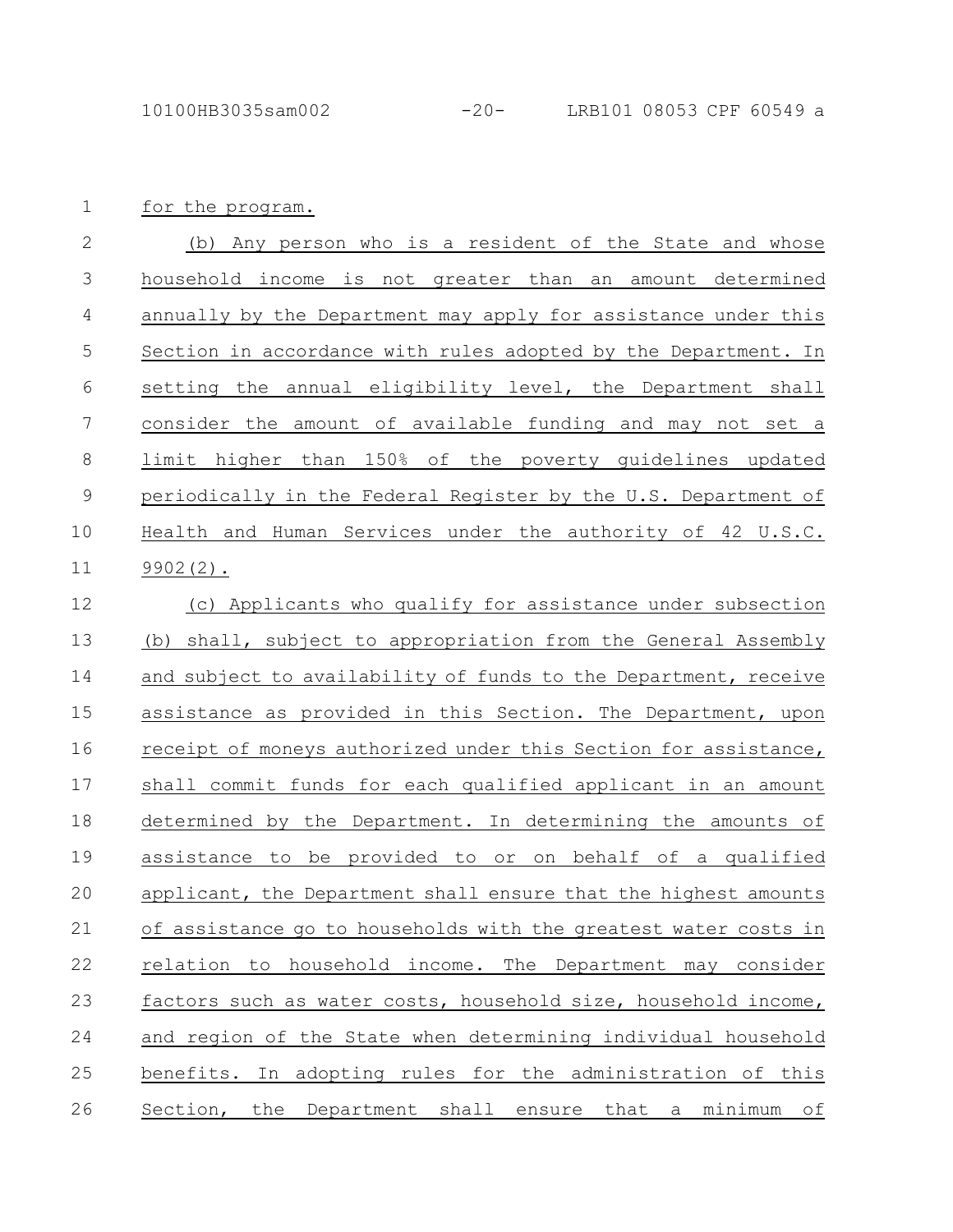for the program.

(b) Any person who is a resident of the State and whose household income is not greater than an amount determined annually by the Department may apply for assistance under this Section in accordance with rules adopted by the Department. In setting the annual eligibility level, the Department shall consider the amount of available funding and may not set a limit higher than 150% of the poverty guidelines updated periodically in the Federal Register by the U.S. Department of Health and Human Services under the authority of 42 U.S.C. 9902(2).

(c) Applicants who qualify for assistance under subsection (b) shall, subject to appropriation from the General Assembly and subject to availability of funds to the Department, receive assistance as provided in this Section. The Department, upon receipt of moneys authorized under this Section for assistance, shall commit funds for each qualified applicant in an amount determined by the Department. In determining the amounts of assistance to be provided to or on behalf of a qualified applicant, the Department shall ensure that the highest amounts of assistance go to households with the greatest water costs in relation to household income. The Department may consider factors such as water costs, household size, household income, and region of the State when determining individual household benefits. In adopting rules for the administration of this Section, the Department shall ensure that a minimum of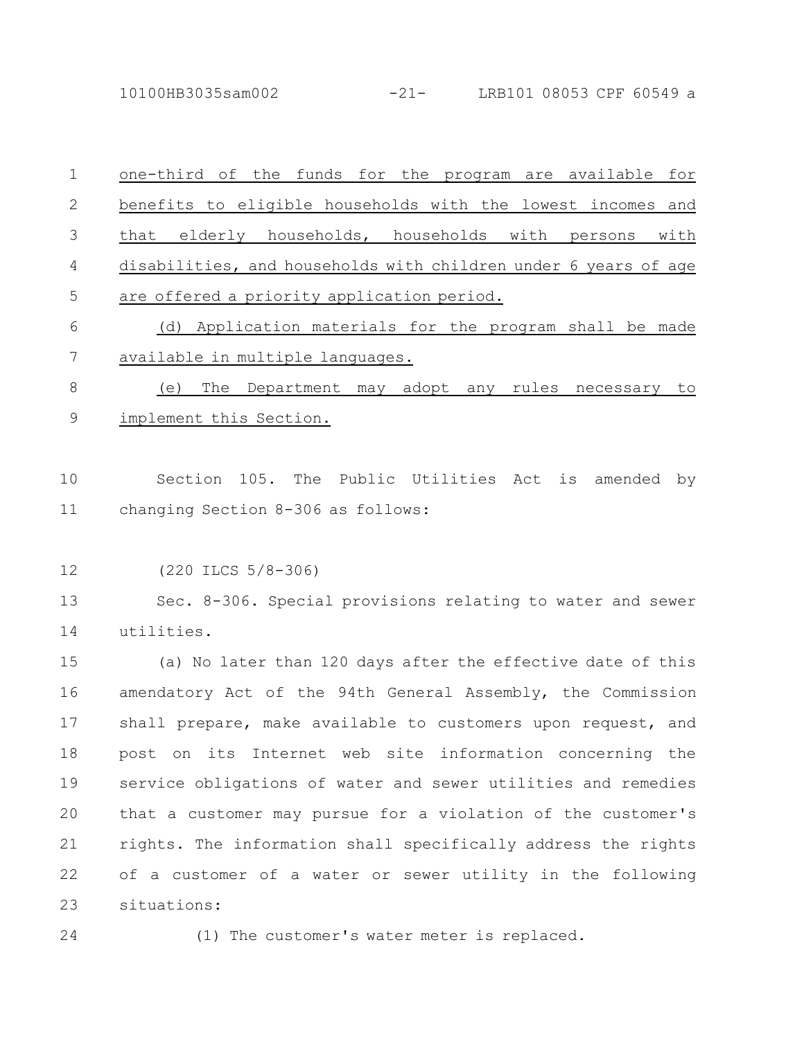one-third of the funds for the program are available for benefits to eligible households with the lowest incomes and that elderly households, households with persons with disabilities, and households with children under 6 years of age are offered a priority application period.

(d) Application materials for the program shall be made available in multiple languages.

(e) The Department may adopt any rules necessary to implement this Section.

Section 105. The Public Utilities Act is amended by changing Section 8-306 as follows:

(220 ILCS 5/8-306)

Sec. 8-306. Special provisions relating to water and sewer utilities.

(a) No later than 120 days after the effective date of this amendatory Act of the 94th General Assembly, the Commission shall prepare, make available to customers upon request, and post on its Internet web site information concerning the service obligations of water and sewer utilities and remedies that a customer may pursue for a violation of the customer's rights. The information shall specifically address the rights of a customer of a water or sewer utility in the following situations:

(1) The customer's water meter is replaced.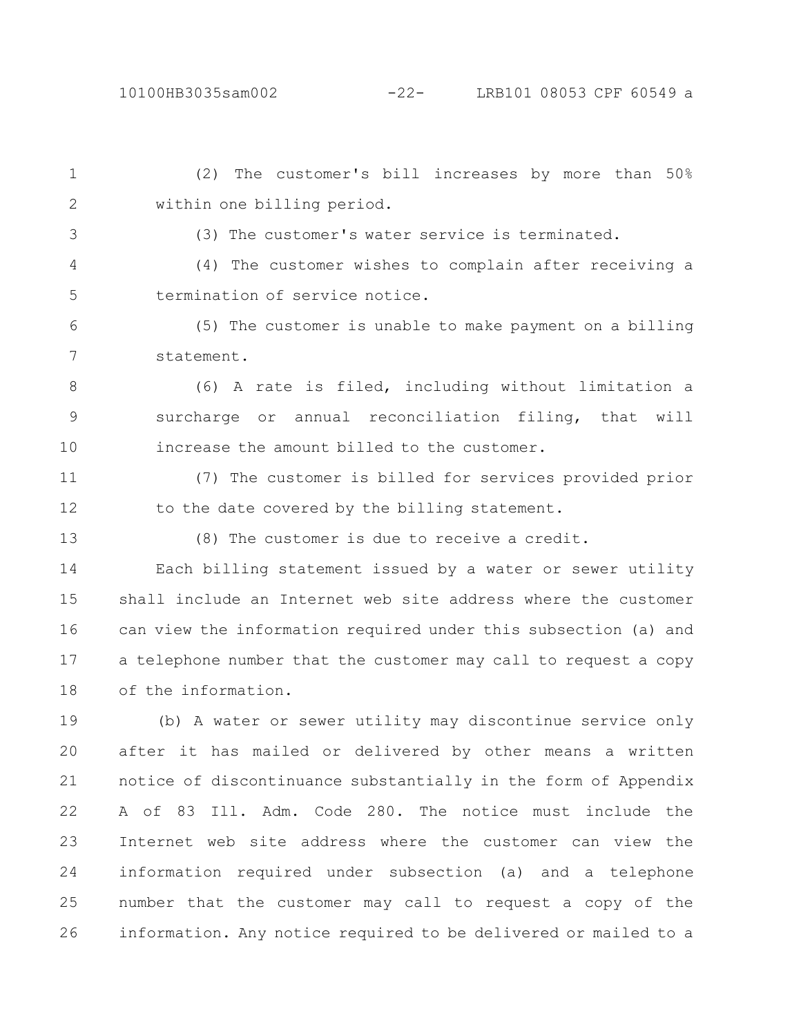(2) The customer's bill increases by more than 50% within one billing period.

(3) The customer's water service is terminated.

(4) The customer wishes to complain after receiving a termination of service notice.

(5) The customer is unable to make payment on a billing statement.

(6) A rate is filed, including without limitation a surcharge or annual reconciliation filing, that will increase the amount billed to the customer.

(7) The customer is billed for services provided prior to the date covered by the billing statement.

(8) The customer is due to receive a credit.

Each billing statement issued by a water or sewer utility shall include an Internet web site address where the customer can view the information required under this subsection (a) and a telephone number that the customer may call to request a copy of the information.

(b) A water or sewer utility may discontinue service only after it has mailed or delivered by other means a written notice of discontinuance substantially in the form of Appendix A of 83 Ill. Adm. Code 280. The notice must include the Internet web site address where the customer can view the information required under subsection (a) and a telephone number that the customer may call to request a copy of the information. Any notice required to be delivered or mailed to a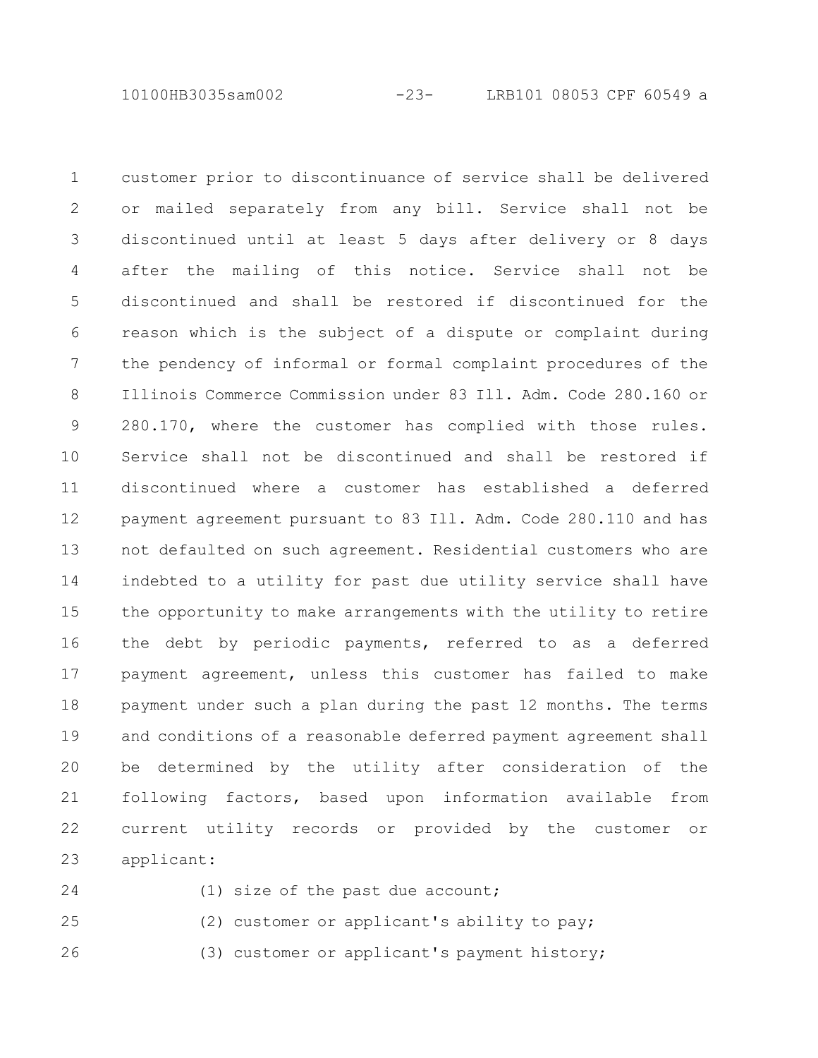customer prior to discontinuance of service shall be delivered or mailed separately from any bill. Service shall not be discontinued until at least 5 days after delivery or 8 days after the mailing of this notice. Service shall not be discontinued and shall be restored if discontinued for the reason which is the subject of a dispute or complaint during the pendency of informal or formal complaint procedures of the Illinois Commerce Commission under 83 Ill. Adm. Code 280.160 or 280.170, where the customer has complied with those rules. Service shall not be discontinued and shall be restored if discontinued where a customer has established a deferred payment agreement pursuant to 83 Ill. Adm. Code 280.110 and has not defaulted on such agreement. Residential customers who are indebted to a utility for past due utility service shall have the opportunity to make arrangements with the utility to retire the debt by periodic payments, referred to as a deferred payment agreement, unless this customer has failed to make payment under such a plan during the past 12 months. The terms and conditions of a reasonable deferred payment agreement shall be determined by the utility after consideration of the following factors, based upon information available from current utility records or provided by the customer or applicant:

(1) size of the past due account;

(2) customer or applicant's ability to pay;

(3) customer or applicant's payment history;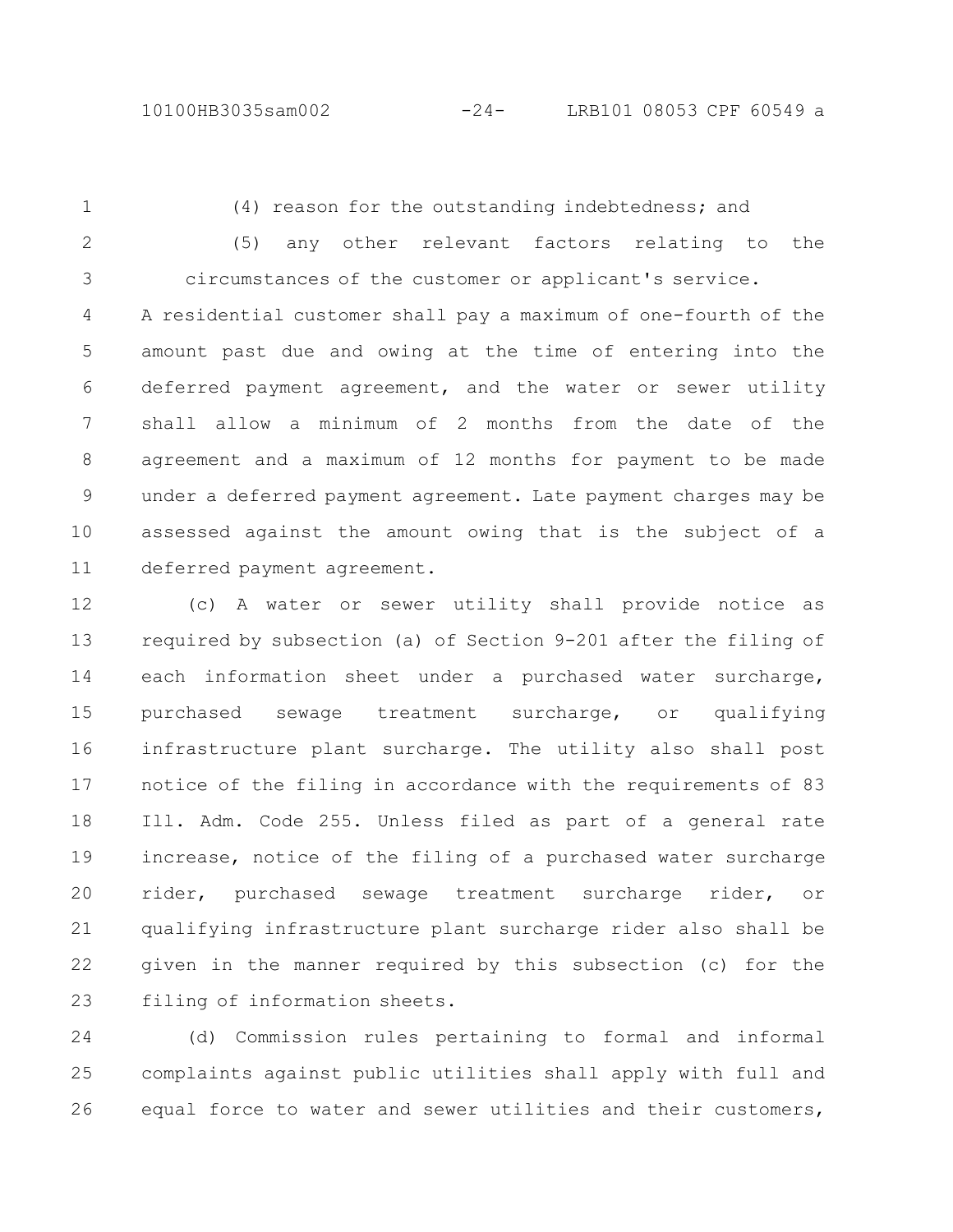(4) reason for the outstanding indebtedness; and

(5) any other relevant factors relating to the circumstances of the customer or applicant's service.

A residential customer shall pay a maximum of one-fourth of the amount past due and owing at the time of entering into the deferred payment agreement, and the water or sewer utility shall allow a minimum of 2 months from the date of the agreement and a maximum of 12 months for payment to be made under a deferred payment agreement. Late payment charges may be assessed against the amount owing that is the subject of a deferred payment agreement.

(c) A water or sewer utility shall provide notice as required by subsection (a) of Section 9-201 after the filing of each information sheet under a purchased water surcharge, purchased sewage treatment surcharge, or qualifying infrastructure plant surcharge. The utility also shall post notice of the filing in accordance with the requirements of 83 Ill. Adm. Code 255. Unless filed as part of a general rate increase, notice of the filing of a purchased water surcharge rider, purchased sewage treatment surcharge rider, or qualifying infrastructure plant surcharge rider also shall be given in the manner required by this subsection (c) for the filing of information sheets.

(d) Commission rules pertaining to formal and informal complaints against public utilities shall apply with full and equal force to water and sewer utilities and their customers,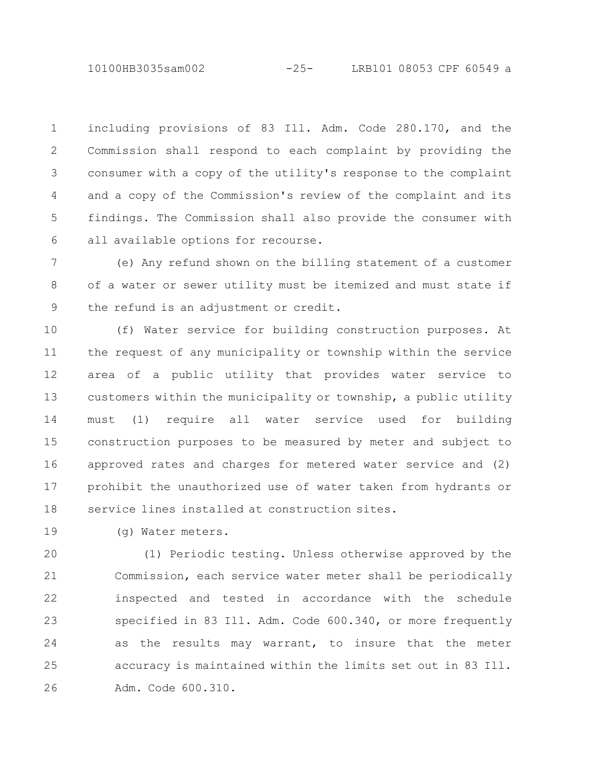including provisions of 83 Ill. Adm. Code 280.170, and the Commission shall respond to each complaint by providing the consumer with a copy of the utility's response to the complaint and a copy of the Commission's review of the complaint and its findings. The Commission shall also provide the consumer with all available options for recourse.

(e) Any refund shown on the billing statement of a customer of a water or sewer utility must be itemized and must state if the refund is an adjustment or credit.

(f) Water service for building construction purposes. At the request of any municipality or township within the service area of a public utility that provides water service to customers within the municipality or township, a public utility must (1) require all water service used for building construction purposes to be measured by meter and subject to approved rates and charges for metered water service and (2) prohibit the unauthorized use of water taken from hydrants or service lines installed at construction sites.

(g) Water meters.

(1) Periodic testing. Unless otherwise approved by the Commission, each service water meter shall be periodically inspected and tested in accordance with the schedule specified in 83 Ill. Adm. Code 600.340, or more frequently as the results may warrant, to insure that the meter accuracy is maintained within the limits set out in 83 Ill. Adm. Code 600.310.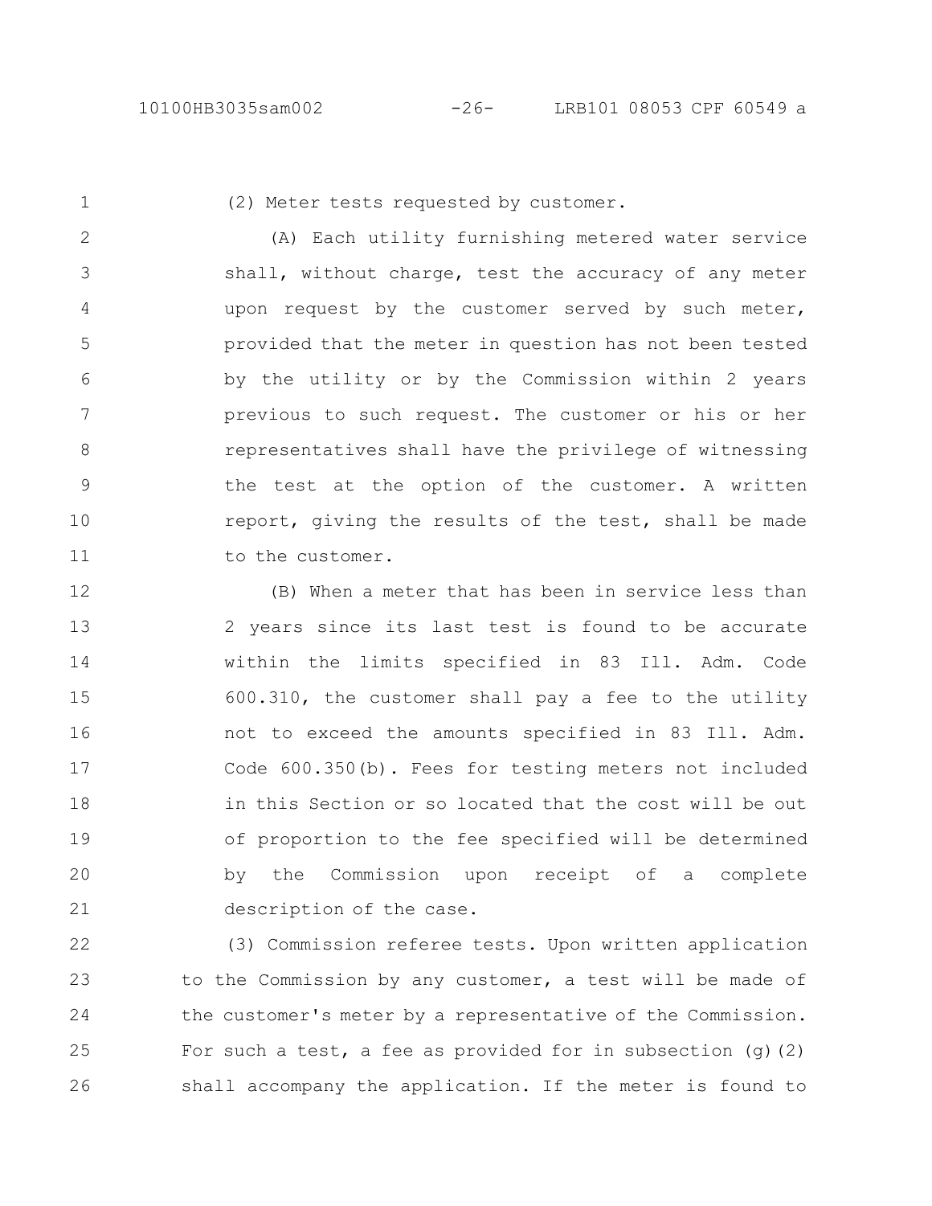(2) Meter tests requested by customer.

(A) Each utility furnishing metered water service shall, without charge, test the accuracy of any meter upon request by the customer served by such meter, provided that the meter in question has not been tested by the utility or by the Commission within 2 years previous to such request. The customer or his or her representatives shall have the privilege of witnessing the test at the option of the customer. A written report, giving the results of the test, shall be made to the customer.

(B) When a meter that has been in service less than 2 years since its last test is found to be accurate within the limits specified in 83 Ill. Adm. Code 600.310, the customer shall pay a fee to the utility not to exceed the amounts specified in 83 Ill. Adm. Code 600.350(b). Fees for testing meters not included in this Section or so located that the cost will be out of proportion to the fee specified will be determined by the Commission upon receipt of a complete description of the case.

(3) Commission referee tests. Upon written application to the Commission by any customer, a test will be made of the customer's meter by a representative of the Commission. For such a test, a fee as provided for in subsection (g)(2) shall accompany the application. If the meter is found to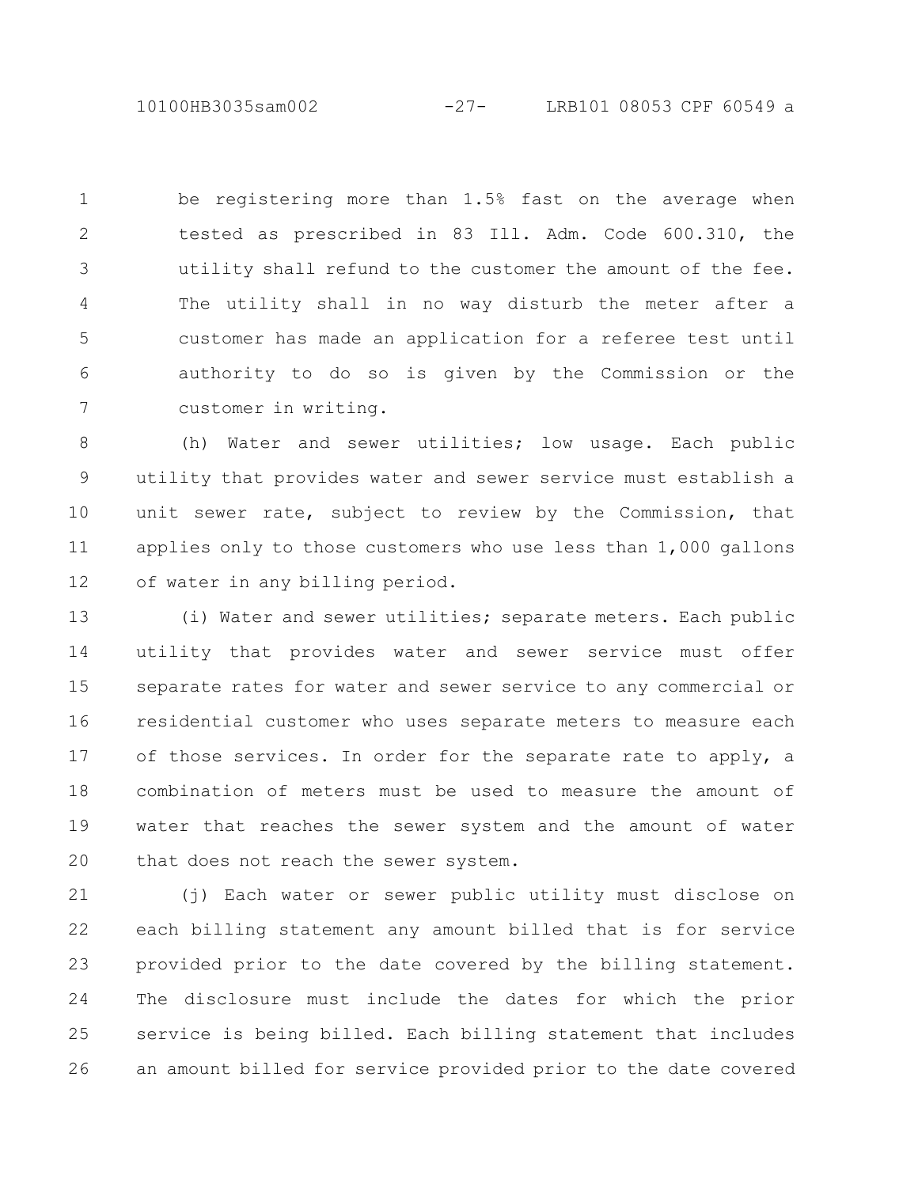be registering more than 1.5% fast on the average when tested as prescribed in 83 Ill. Adm. Code 600.310, the utility shall refund to the customer the amount of the fee. The utility shall in no way disturb the meter after a customer has made an application for a referee test until authority to do so is given by the Commission or the customer in writing.

(h) Water and sewer utilities; low usage. Each public utility that provides water and sewer service must establish a unit sewer rate, subject to review by the Commission, that applies only to those customers who use less than 1,000 gallons of water in any billing period.

(i) Water and sewer utilities; separate meters. Each public utility that provides water and sewer service must offer separate rates for water and sewer service to any commercial or residential customer who uses separate meters to measure each of those services. In order for the separate rate to apply, a combination of meters must be used to measure the amount of water that reaches the sewer system and the amount of water that does not reach the sewer system.

(j) Each water or sewer public utility must disclose on each billing statement any amount billed that is for service provided prior to the date covered by the billing statement. The disclosure must include the dates for which the prior service is being billed. Each billing statement that includes an amount billed for service provided prior to the date covered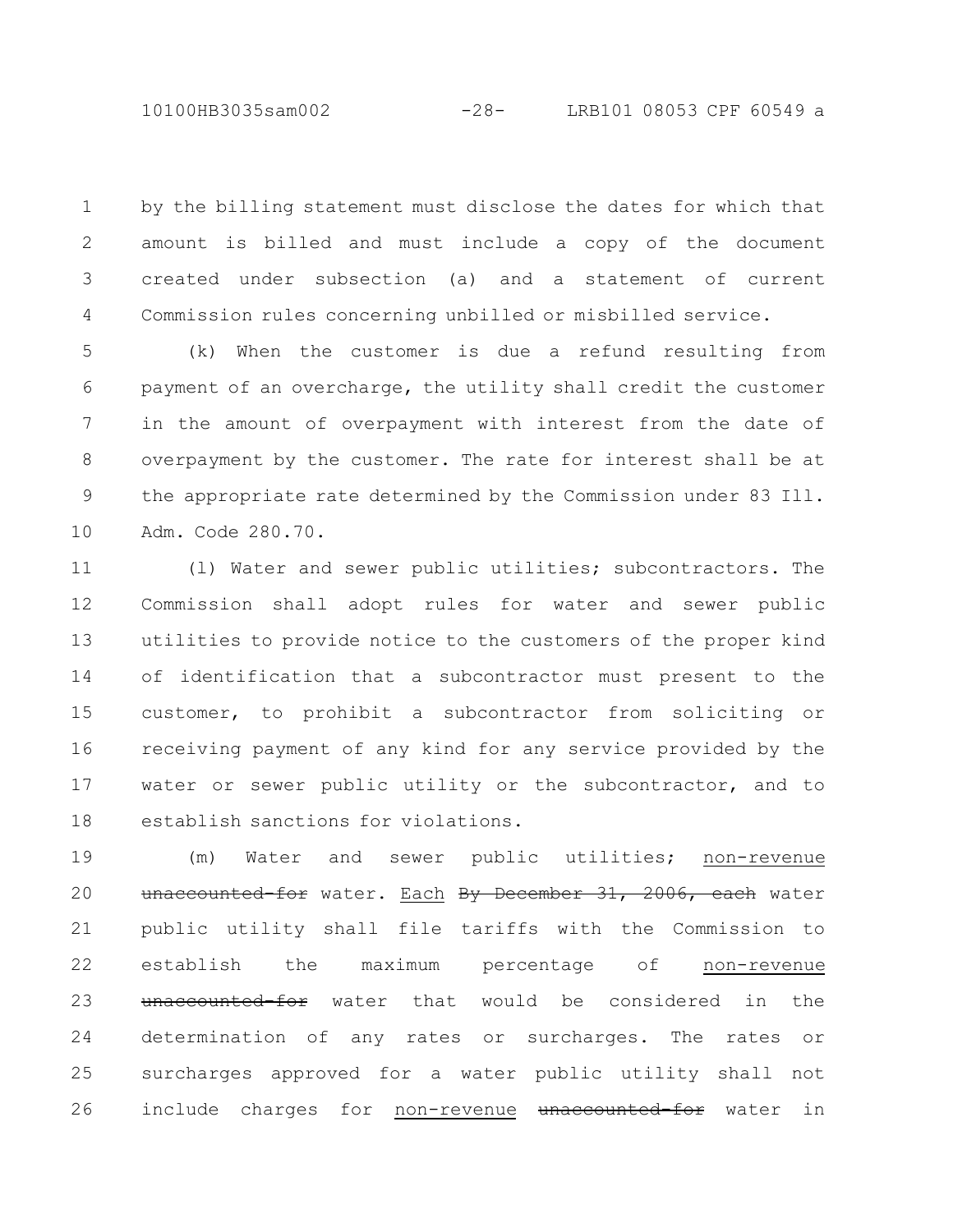by the billing statement must disclose the dates for which that amount is billed and must include a copy of the document created under subsection (a) and a statement of current Commission rules concerning unbilled or misbilled service.

(k) When the customer is due a refund resulting from payment of an overcharge, the utility shall credit the customer in the amount of overpayment with interest from the date of overpayment by the customer. The rate for interest shall be at the appropriate rate determined by the Commission under 83 Ill. Adm. Code 280.70.

(l) Water and sewer public utilities; subcontractors. The Commission shall adopt rules for water and sewer public utilities to provide notice to the customers of the proper kind of identification that a subcontractor must present to the customer, to prohibit a subcontractor from soliciting or receiving payment of any kind for any service provided by the water or sewer public utility or the subcontractor, and to establish sanctions for violations.

(m) Water and sewer public utilities; <u>non-revenue</u> ~~unaccounted-for~~ water. <u>Each</u> ~~By December 31, 2006, each~~ water public utility shall file tariffs with the Commission to establish the maximum percentage of <u>non-revenue</u> ~~unaccounted-for~~ water that would be considered in the determination of any rates or surcharges. The rates or surcharges approved for a water public utility shall not include charges for <u>non-revenue</u> ~~unaccounted-for~~ water in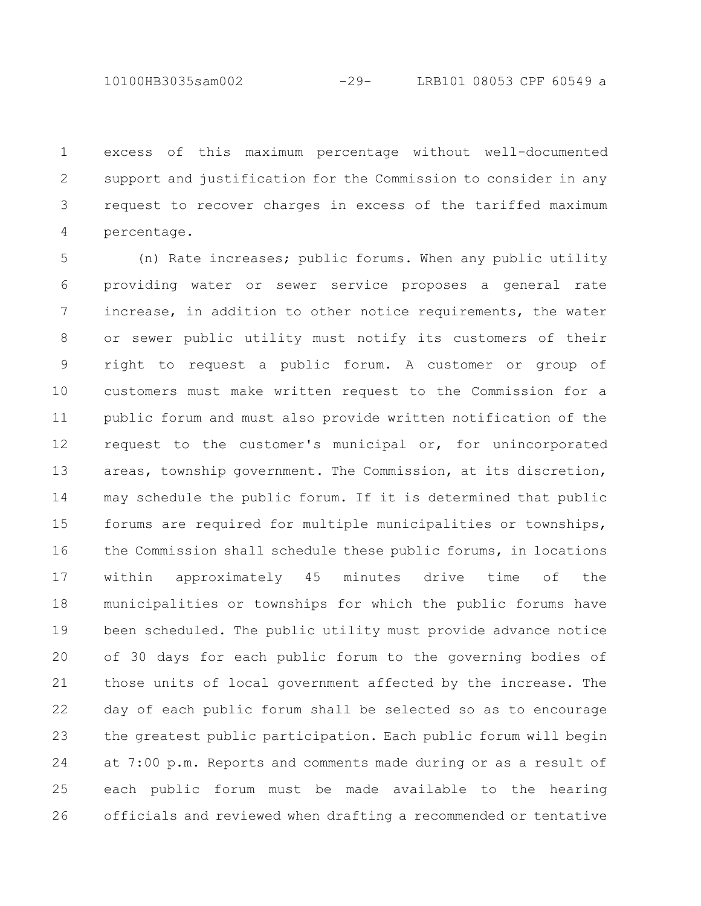excess of this maximum percentage without well-documented support and justification for the Commission to consider in any request to recover charges in excess of the tariffed maximum percentage.

(n) Rate increases; public forums. When any public utility providing water or sewer service proposes a general rate increase, in addition to other notice requirements, the water or sewer public utility must notify its customers of their right to request a public forum. A customer or group of customers must make written request to the Commission for a public forum and must also provide written notification of the request to the customer's municipal or, for unincorporated areas, township government. The Commission, at its discretion, may schedule the public forum. If it is determined that public forums are required for multiple municipalities or townships, the Commission shall schedule these public forums, in locations within approximately 45 minutes drive time of the municipalities or townships for which the public forums have been scheduled. The public utility must provide advance notice of 30 days for each public forum to the governing bodies of those units of local government affected by the increase. The day of each public forum shall be selected so as to encourage the greatest public participation. Each public forum will begin at 7:00 p.m. Reports and comments made during or as a result of each public forum must be made available to the hearing officials and reviewed when drafting a recommended or tentative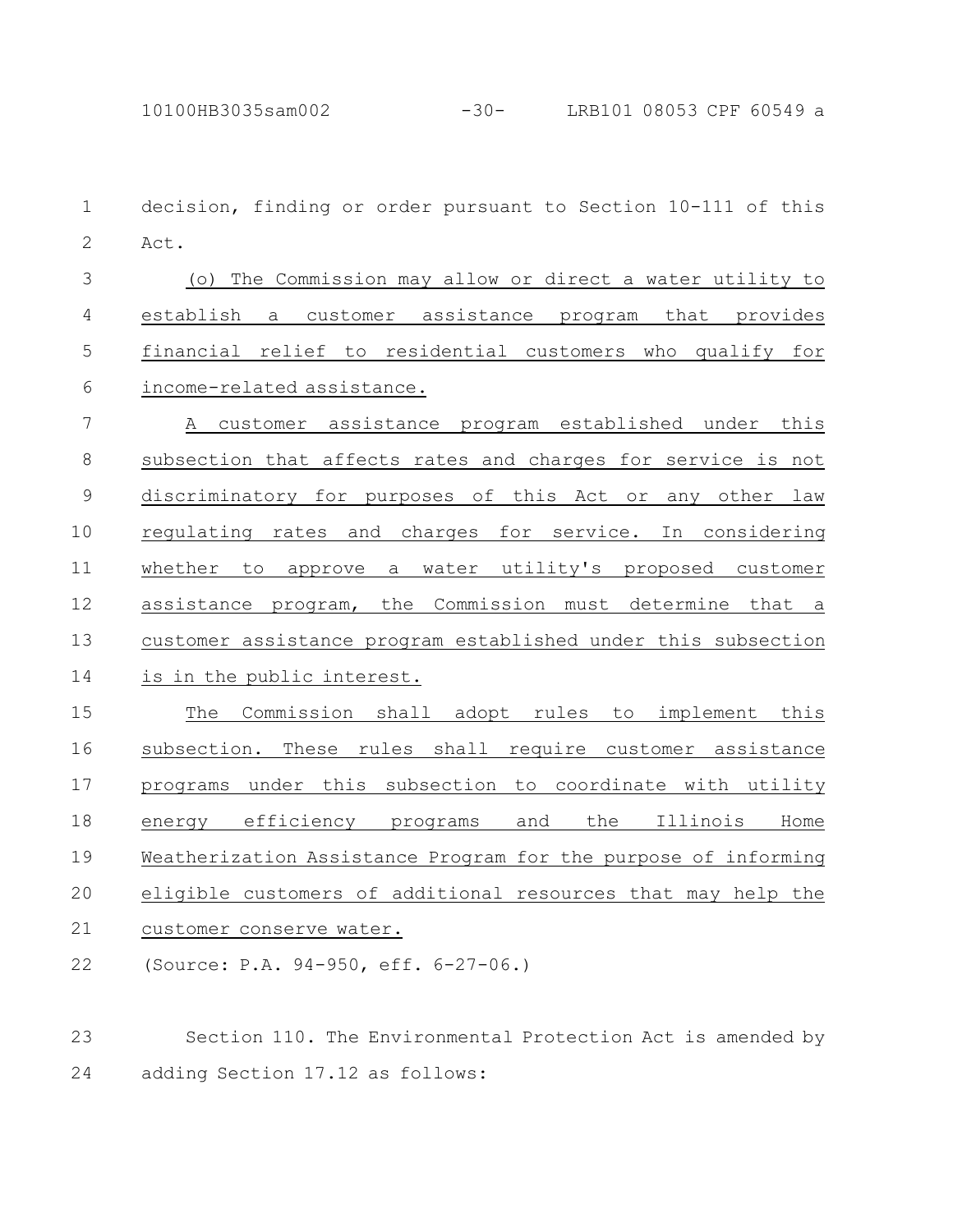decision, finding or order pursuant to Section 10-111 of this Act.

(o) The Commission may allow or direct a water utility to establish a customer assistance program that provides financial relief to residential customers who qualify for income-related assistance.

A customer assistance program established under this subsection that affects rates and charges for service is not discriminatory for purposes of this Act or any other law regulating rates and charges for service. In considering whether to approve a water utility's proposed customer assistance program, the Commission must determine that a customer assistance program established under this subsection is in the public interest.

The Commission shall adopt rules to implement this subsection. These rules shall require customer assistance programs under this subsection to coordinate with utility energy efficiency programs and the Illinois Home Weatherization Assistance Program for the purpose of informing eligible customers of additional resources that may help the customer conserve water.

(Source: P.A. 94-950, eff. 6-27-06.)

Section 110. The Environmental Protection Act is amended by adding Section 17.12 as follows: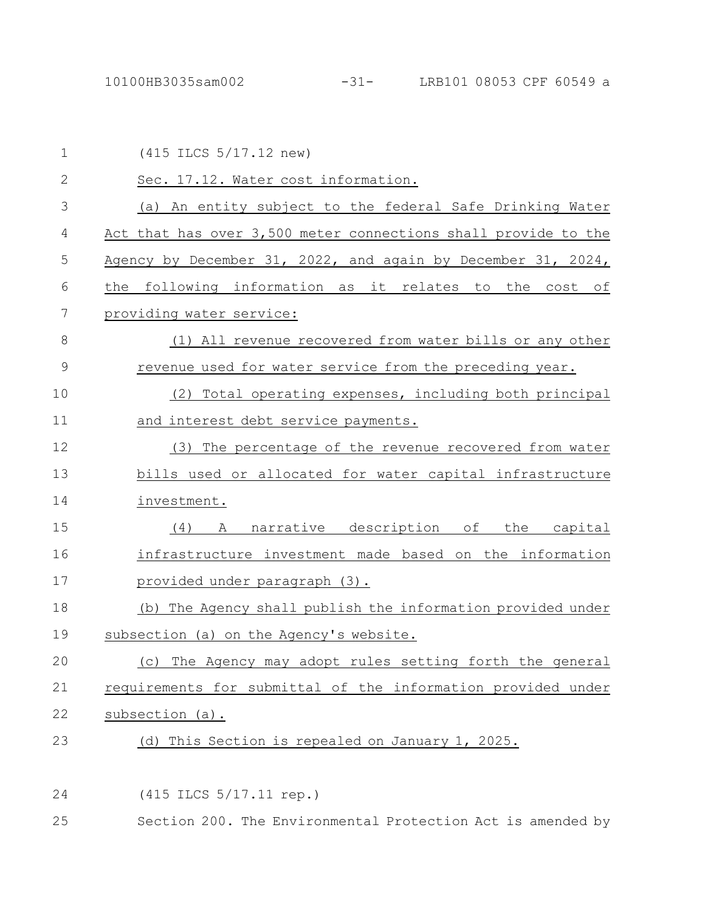(415 ILCS 5/17.12 new)

Sec. 17.12. Water cost information.

(a) An entity subject to the federal Safe Drinking Water Act that has over 3,500 meter connections shall provide to the Agency by December 31, 2022, and again by December 31, 2024, the following information as it relates to the cost of providing water service:

(1) All revenue recovered from water bills or any other revenue used for water service from the preceding year.

(2) Total operating expenses, including both principal and interest debt service payments.

(3) The percentage of the revenue recovered from water bills used or allocated for water capital infrastructure investment.

(4) A narrative description of the capital infrastructure investment made based on the information provided under paragraph (3).

(b) The Agency shall publish the information provided under subsection (a) on the Agency's website.

(c) The Agency may adopt rules setting forth the general requirements for submittal of the information provided under subsection (a).

(d) This Section is repealed on January 1, 2025.

(415 ILCS 5/17.11 rep.)

Section 200. The Environmental Protection Act is amended by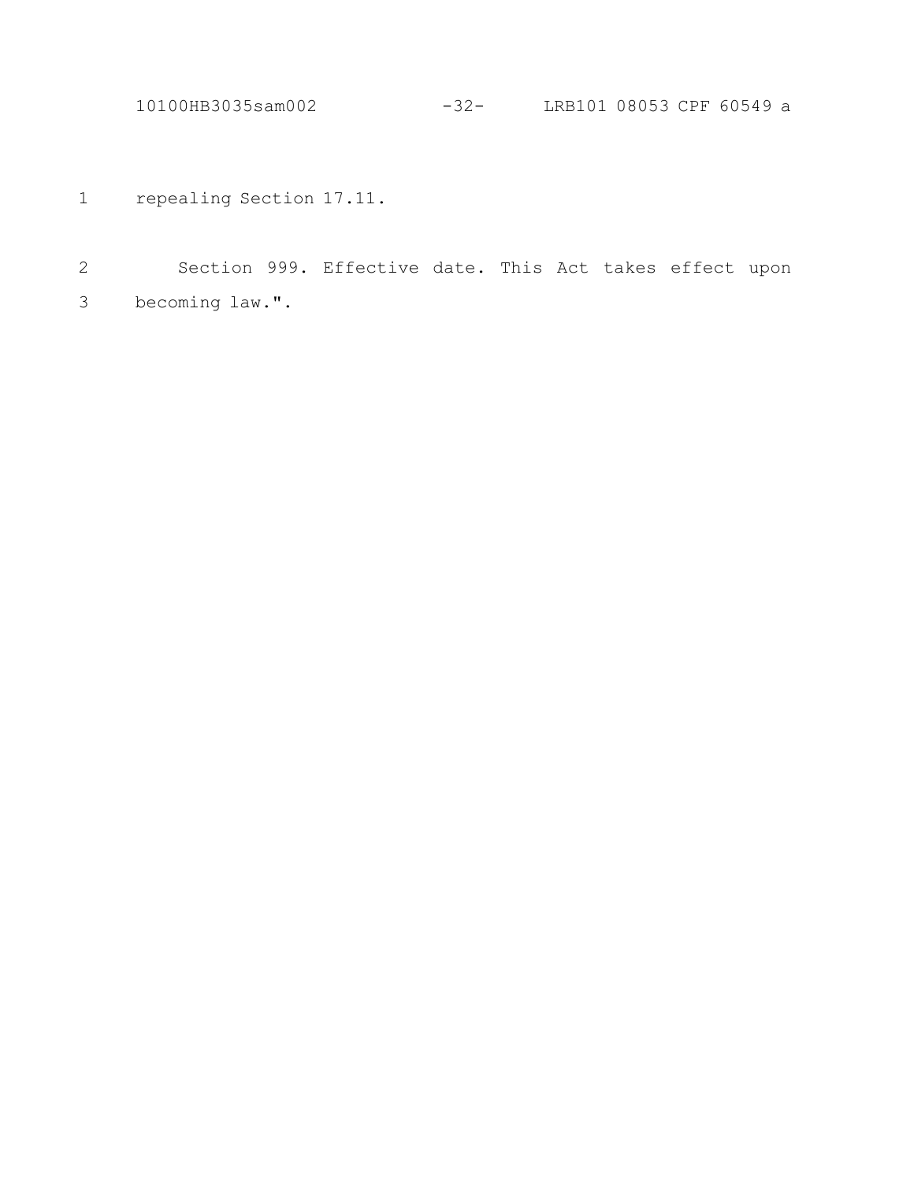repealing Section 17.11.

Section 999. Effective date. This Act takes effect upon becoming law.".